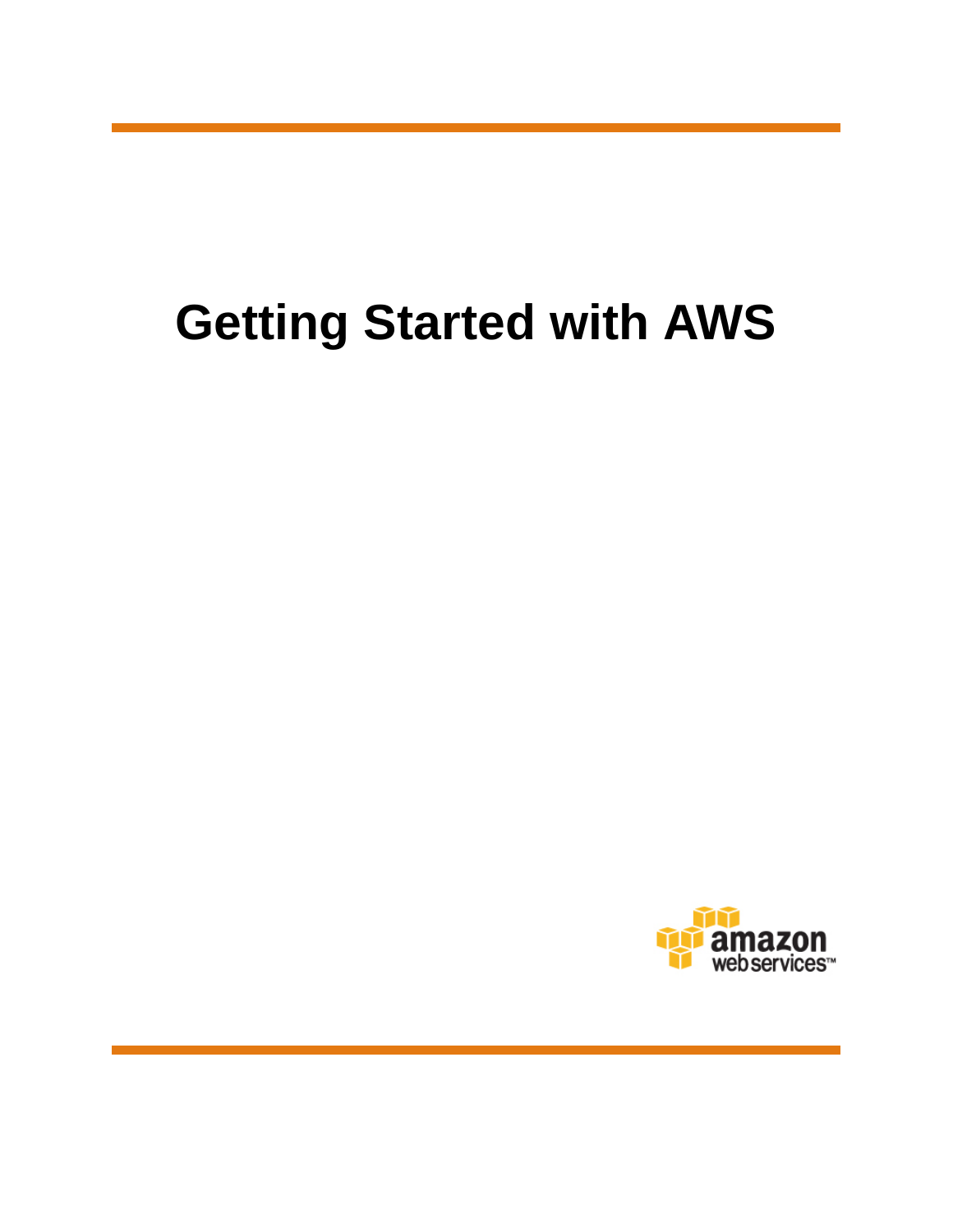# Getting Started with AWS

amazon web services™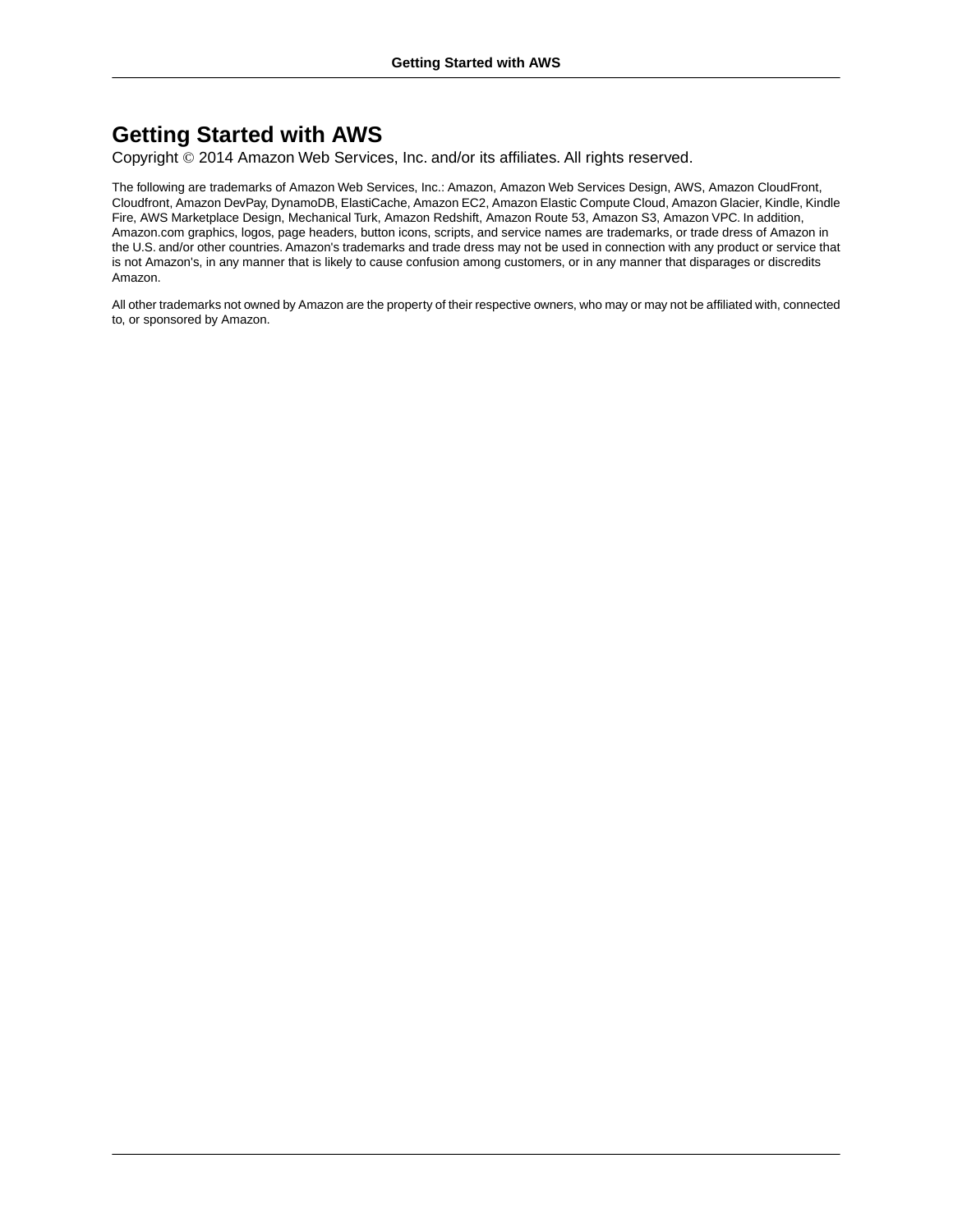# Getting Started with AWS

Copyright © 2014 Amazon Web Services, Inc. and/or its affiliates. All rights reserved.

The following are trademarks of Amazon Web Services, Inc.: Amazon, Amazon Web Services Design, AWS, Amazon CloudFront, Cloudfront, Amazon DevPay, DynamoDB, ElastiCache, Amazon EC2, Amazon Elastic Compute Cloud, Amazon Glacier, Kindle, Kindle Fire, AWS Marketplace Design, Mechanical Turk, Amazon Redshift, Amazon Route 53, Amazon S3, Amazon VPC. In addition, Amazon.com graphics, logos, page headers, button icons, scripts, and service names are trademarks, or trade dress of Amazon in the U.S. and/or other countries. Amazon's trademarks and trade dress may not be used in connection with any product or service that is not Amazon's, in any manner that is likely to cause confusion among customers, or in any manner that disparages or discredits Amazon.

All other trademarks not owned by Amazon are the property of their respective owners, who may or may not be affiliated with, connected to, or sponsored by Amazon.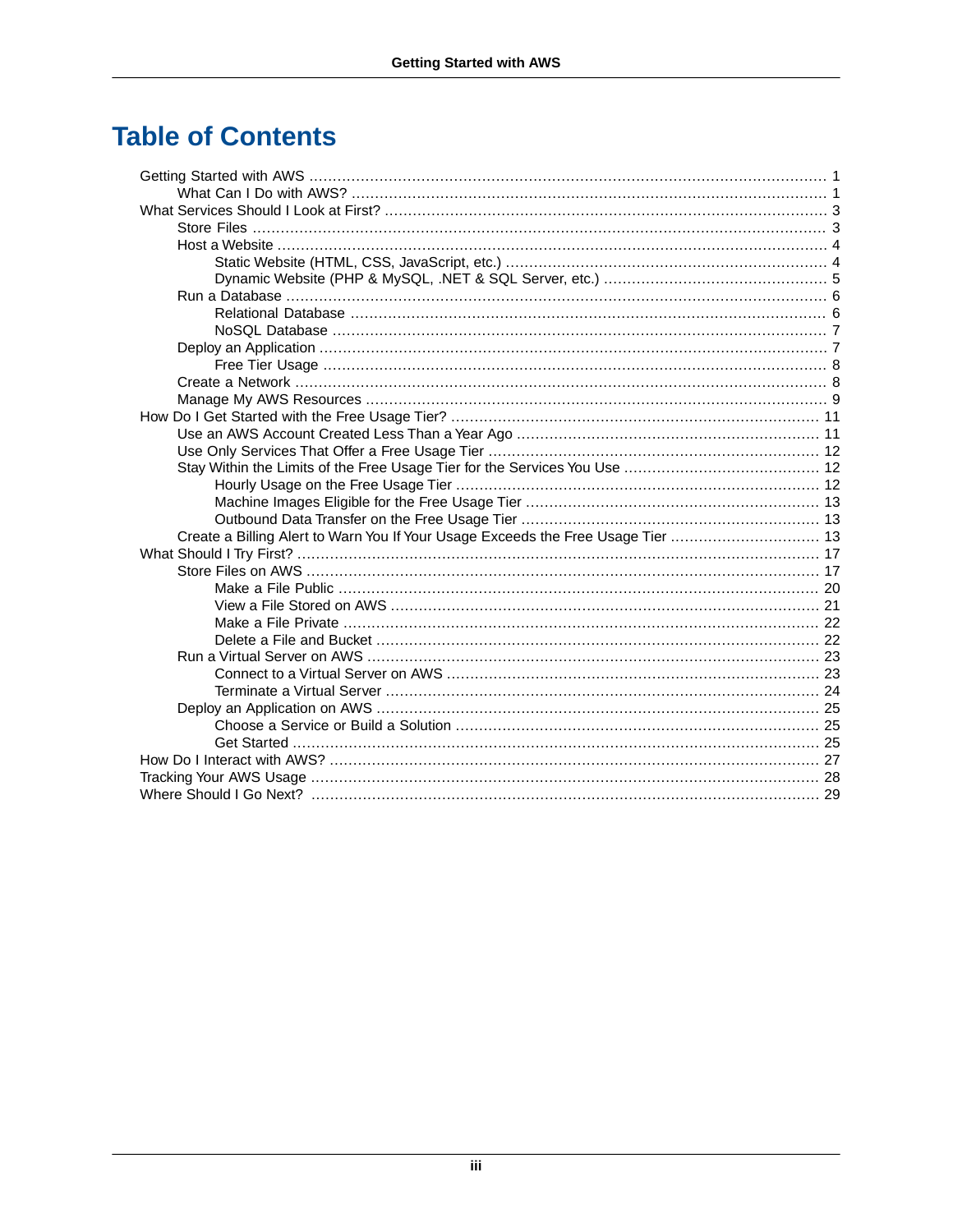# Table of Contents

- Getting Started with AWS ..... 1
  - What Can I Do with AWS? ..... 1
- What Services Should I Look at First? ..... 3
  - Store Files ..... 3
  - Host a Website ..... 4
    - Static Website (HTML, CSS, JavaScript, etc.) ..... 4
    - Dynamic Website (PHP & MySQL, .NET & SQL Server, etc.) ..... 5
  - Run a Database ..... 6
    - Relational Database ..... 6
    - NoSQL Database ..... 7
  - Deploy an Application ..... 7
    - Free Tier Usage ..... 8
  - Create a Network ..... 8
  - Manage My AWS Resources ..... 9
- How Do I Get Started with the Free Usage Tier? ..... 11
  - Use an AWS Account Created Less Than a Year Ago ..... 11
  - Use Only Services That Offer a Free Usage Tier ..... 12
  - Stay Within the Limits of the Free Usage Tier for the Services You Use ..... 12
    - Hourly Usage on the Free Usage Tier ..... 12
    - Machine Images Eligible for the Free Usage Tier ..... 13
    - Outbound Data Transfer on the Free Usage Tier ..... 13
  - Create a Billing Alert to Warn You If Your Usage Exceeds the Free Usage Tier ..... 13
- What Should I Try First? ..... 17
  - Store Files on AWS ..... 17
    - Make a File Public ..... 20
    - View a File Stored on AWS ..... 21
    - Make a File Private ..... 22
    - Delete a File and Bucket ..... 22
  - Run a Virtual Server on AWS ..... 23
    - Connect to a Virtual Server on AWS ..... 23
    - Terminate a Virtual Server ..... 24
  - Deploy an Application on AWS ..... 25
    - Choose a Service or Build a Solution ..... 25
    - Get Started ..... 25
- How Do I Interact with AWS? ..... 27
- Tracking Your AWS Usage ..... 28
- Where Should I Go Next? ..... 29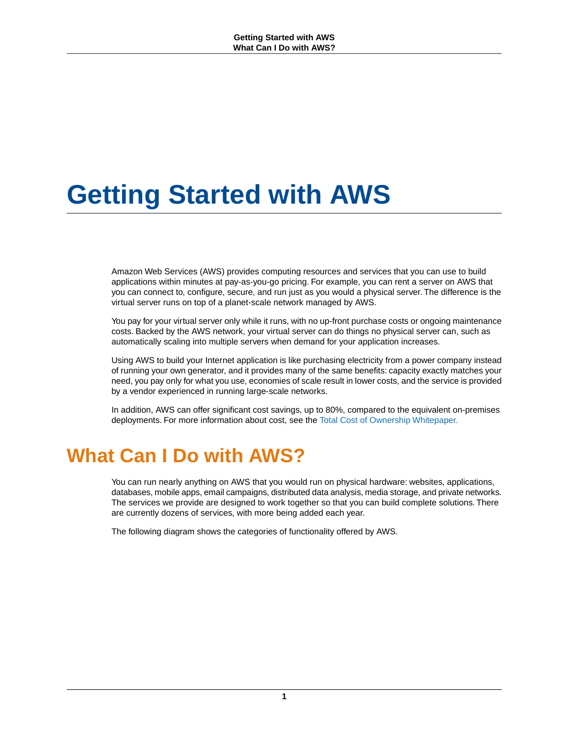# Getting Started with AWS

Amazon Web Services (AWS) provides computing resources and services that you can use to build applications within minutes at pay-as-you-go pricing. For example, you can rent a server on AWS that you can connect to, configure, secure, and run just as you would a physical server. The difference is the virtual server runs on top of a planet-scale network managed by AWS.

You pay for your virtual server only while it runs, with no up-front purchase costs or ongoing maintenance costs. Backed by the AWS network, your virtual server can do things no physical server can, such as automatically scaling into multiple servers when demand for your application increases.

Using AWS to build your Internet application is like purchasing electricity from a power company instead of running your own generator, and it provides many of the same benefits: capacity exactly matches your need, you pay only for what you use, economies of scale result in lower costs, and the service is provided by a vendor experienced in running large-scale networks.

In addition, AWS can offer significant cost savings, up to 80%, compared to the equivalent on-premises deployments. For more information about cost, see the Total Cost of Ownership Whitepaper.

## What Can I Do with AWS?

You can run nearly anything on AWS that you would run on physical hardware: websites, applications, databases, mobile apps, email campaigns, distributed data analysis, media storage, and private networks. The services we provide are designed to work together so that you can build complete solutions. There are currently dozens of services, with more being added each year.

The following diagram shows the categories of functionality offered by AWS.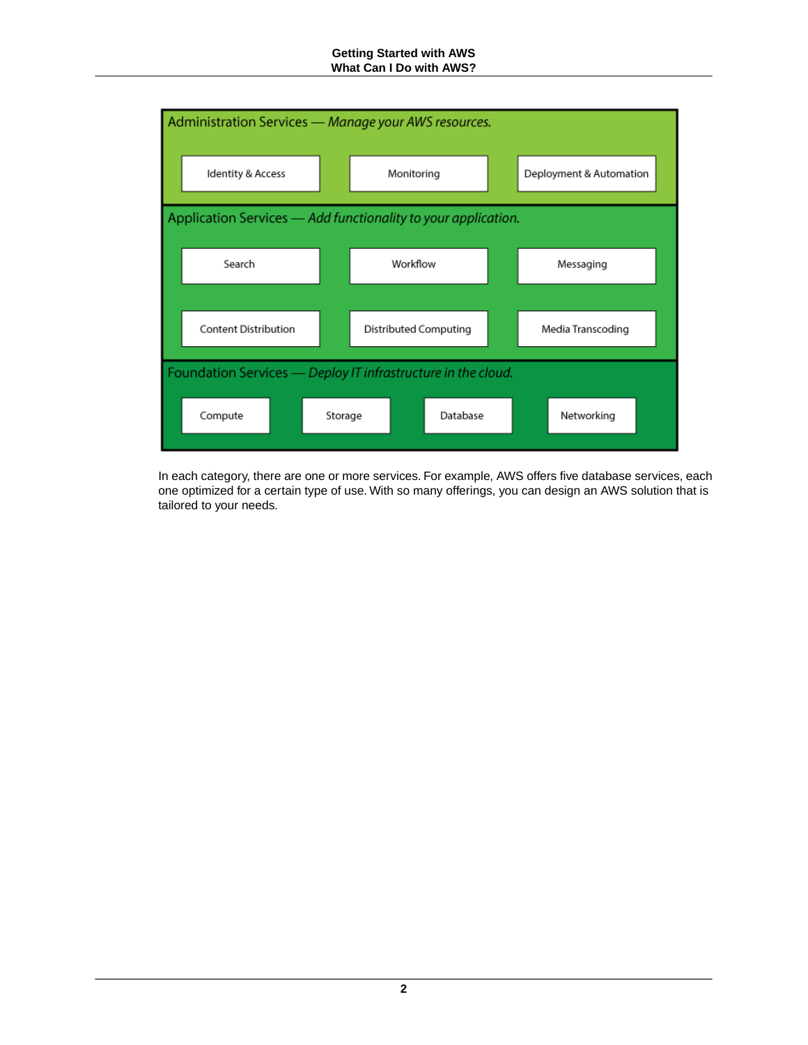Administration Services — *Manage your AWS resources.*

- Identity & Access
- Monitoring
- Deployment & Automation

Application Services — *Add functionality to your application.*

- Search
- Workflow
- Messaging
- Content Distribution
- Distributed Computing
- Media Transcoding

Foundation Services — *Deploy IT infrastructure in the cloud.*

- Compute
- Storage
- Database
- Networking

In each category, there are one or more services. For example, AWS offers five database services, each one optimized for a certain type of use. With so many offerings, you can design an AWS solution that is tailored to your needs.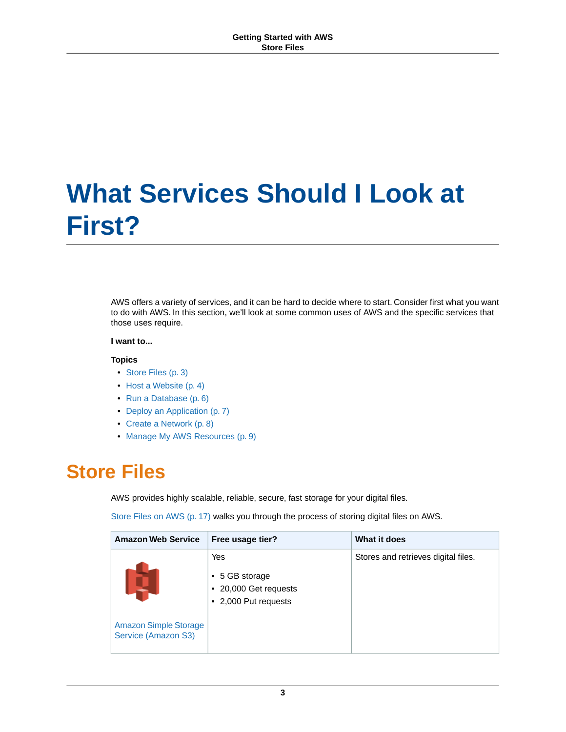# What Services Should I Look at First?

AWS offers a variety of services, and it can be hard to decide where to start. Consider first what you want to do with AWS. In this section, we'll look at some common uses of AWS and the specific services that those uses require.

**I want to...**

**Topics**

- Store Files (p. 3)
- Host a Website (p. 4)
- Run a Database (p. 6)
- Deploy an Application (p. 7)
- Create a Network (p. 8)
- Manage My AWS Resources (p. 9)

## Store Files

AWS provides highly scalable, reliable, secure, fast storage for your digital files.

Store Files on AWS (p. 17) walks you through the process of storing digital files on AWS.

| Amazon Web Service | Free usage tier? | What it does |
| --- | --- | --- |
| Amazon Simple Storage Service (Amazon S3) | Yes<br>• 5 GB storage<br>• 20,000 Get requests<br>• 2,000 Put requests | Stores and retrieves digital files. |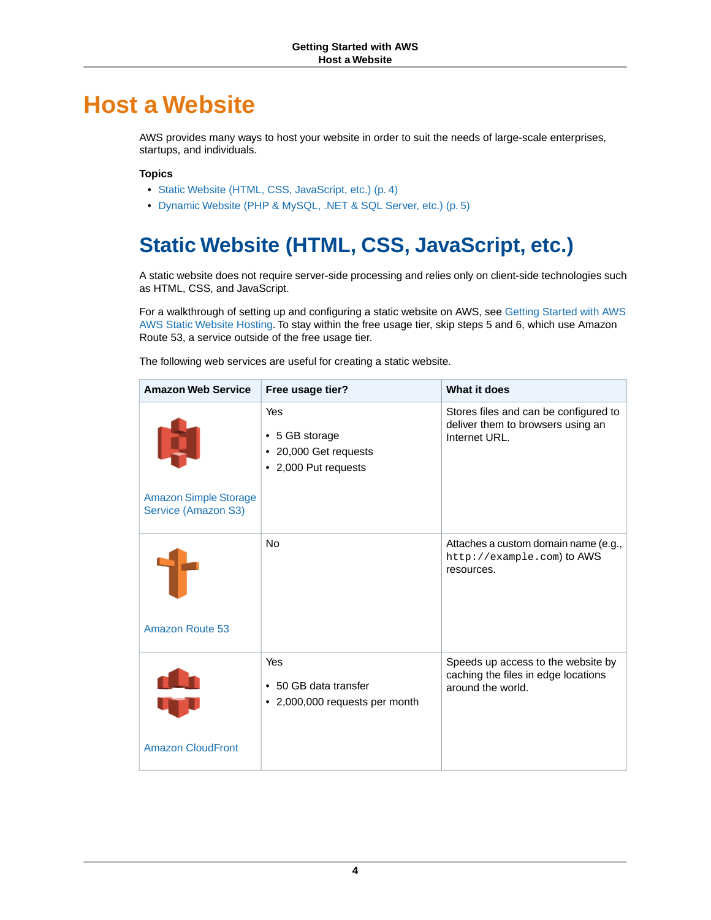# Host a Website

AWS provides many ways to host your website in order to suit the needs of large-scale enterprises, startups, and individuals.

**Topics**

- Static Website (HTML, CSS, JavaScript, etc.) (p. 4)
- Dynamic Website (PHP & MySQL, .NET & SQL Server, etc.) (p. 5)

## Static Website (HTML, CSS, JavaScript, etc.)

A static website does not require server-side processing and relies only on client-side technologies such as HTML, CSS, and JavaScript.

For a walkthrough of setting up and configuring a static website on AWS, see Getting Started with AWS AWS Static Website Hosting. To stay within the free usage tier, skip steps 5 and 6, which use Amazon Route 53, a service outside of the free usage tier.

The following web services are useful for creating a static website.

| Amazon Web Service | Free usage tier? | What it does |
| --- | --- | --- |
| Amazon Simple Storage Service (Amazon S3) | Yes<br>• 5 GB storage<br>• 20,000 Get requests<br>• 2,000 Put requests | Stores files and can be configured to deliver them to browsers using an Internet URL. |
| Amazon Route 53 | No | Attaches a custom domain name (e.g., `http://example.com`) to AWS resources. |
| Amazon CloudFront | Yes<br>• 50 GB data transfer<br>• 2,000,000 requests per month | Speeds up access to the website by caching the files in edge locations around the world. |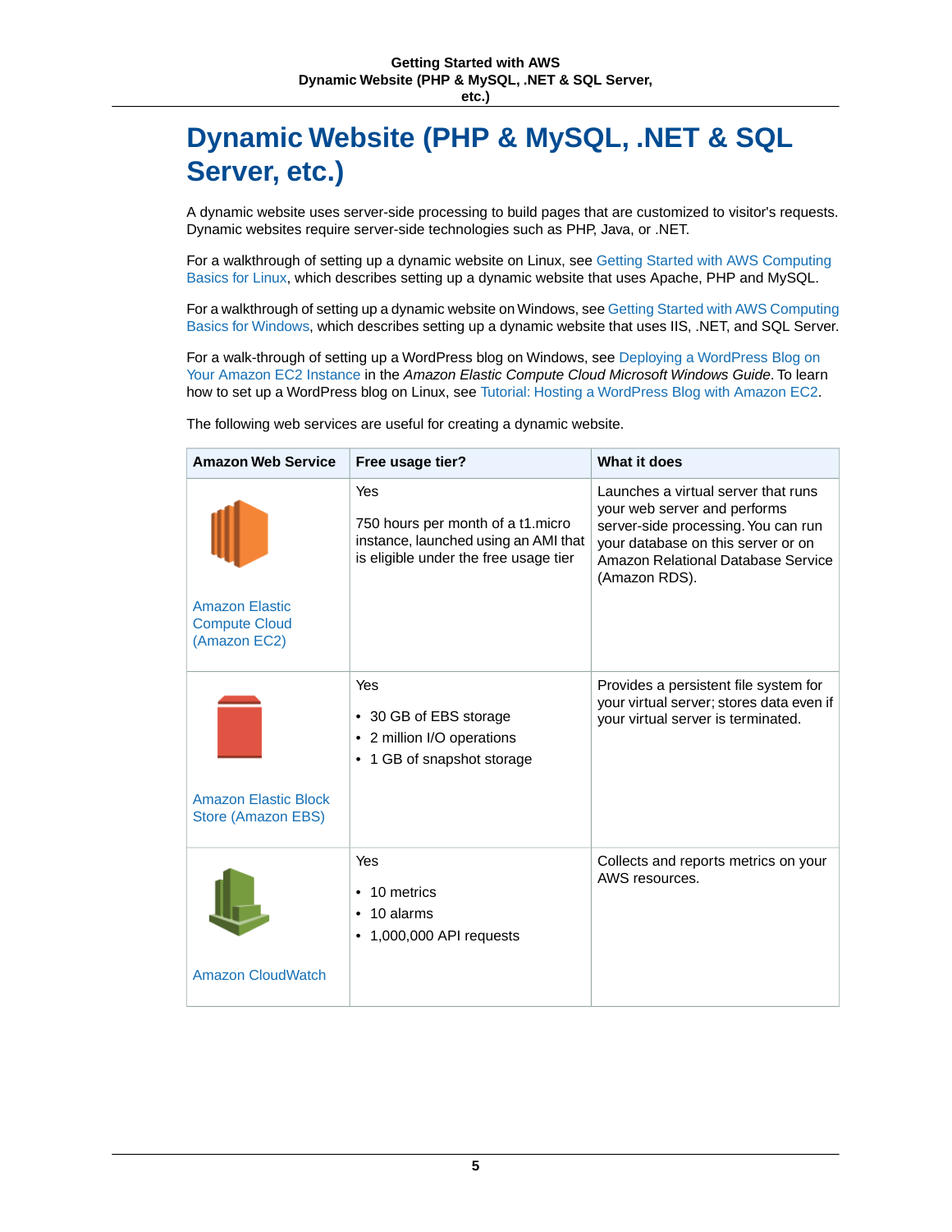# Dynamic Website (PHP & MySQL, .NET & SQL Server, etc.)

A dynamic website uses server-side processing to build pages that are customized to visitor's requests. Dynamic websites require server-side technologies such as PHP, Java, or .NET.

For a walkthrough of setting up a dynamic website on Linux, see Getting Started with AWS Computing Basics for Linux, which describes setting up a dynamic website that uses Apache, PHP and MySQL.

For a walkthrough of setting up a dynamic website on Windows, see Getting Started with AWS Computing Basics for Windows, which describes setting up a dynamic website that uses IIS, .NET, and SQL Server.

For a walk-through of setting up a WordPress blog on Windows, see Deploying a WordPress Blog on Your Amazon EC2 Instance in the *Amazon Elastic Compute Cloud Microsoft Windows Guide*. To learn how to set up a WordPress blog on Linux, see Tutorial: Hosting a WordPress Blog with Amazon EC2.

The following web services are useful for creating a dynamic website.

| Amazon Web Service | Free usage tier? | What it does |
| --- | --- | --- |
| Amazon Elastic Compute Cloud (Amazon EC2) | Yes<br><br>750 hours per month of a t1.micro instance, launched using an AMI that is eligible under the free usage tier | Launches a virtual server that runs your web server and performs server-side processing. You can run your database on this server or on Amazon Relational Database Service (Amazon RDS). |
| Amazon Elastic Block Store (Amazon EBS) | Yes<br><br>• 30 GB of EBS storage<br>• 2 million I/O operations<br>• 1 GB of snapshot storage | Provides a persistent file system for your virtual server; stores data even if your virtual server is terminated. |
| Amazon CloudWatch | Yes<br><br>• 10 metrics<br>• 10 alarms<br>• 1,000,000 API requests | Collects and reports metrics on your AWS resources. |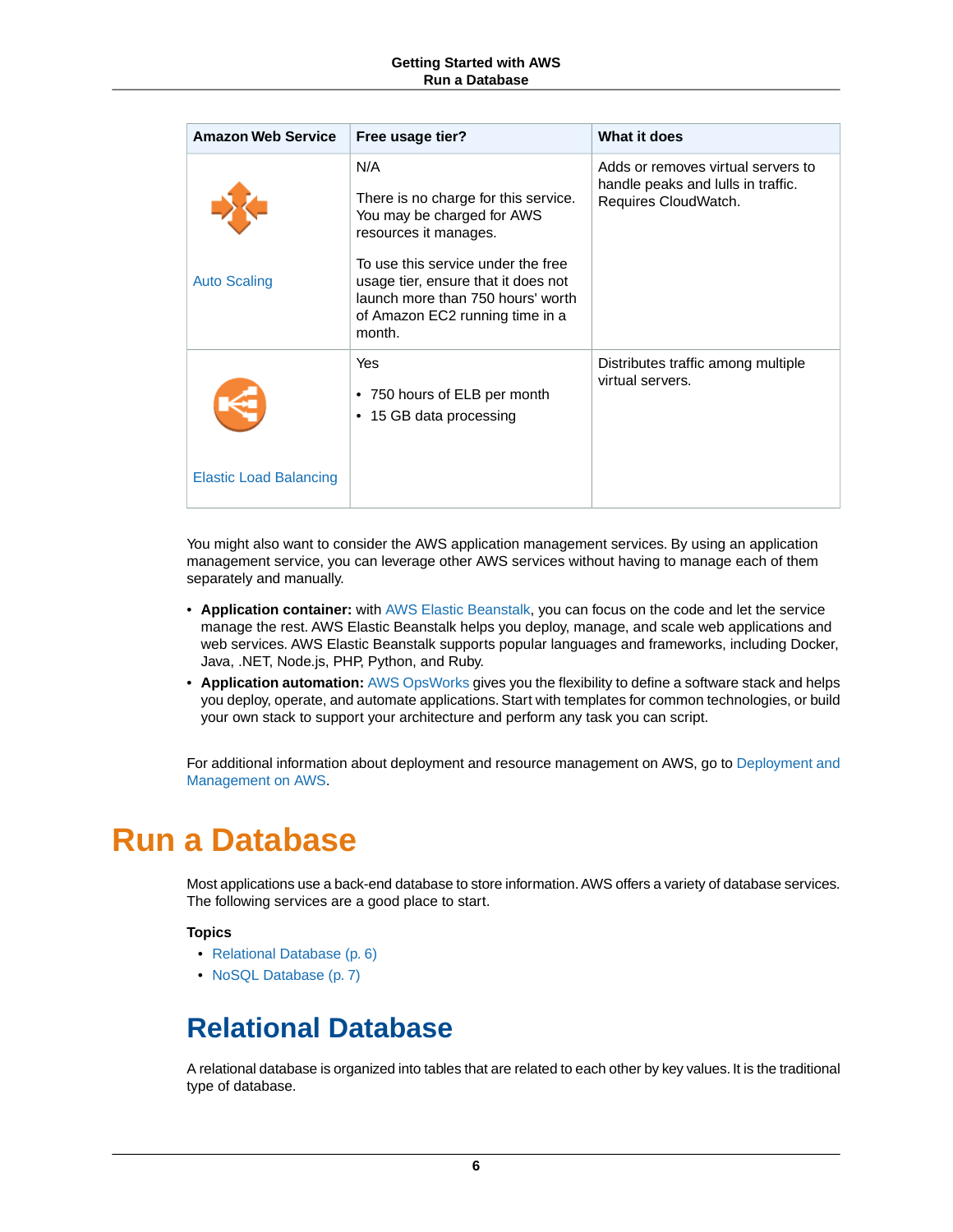| Amazon Web Service | Free usage tier? | What it does |
| --- | --- | --- |
| Auto Scaling | N/A<br><br>There is no charge for this service. You may be charged for AWS resources it manages.<br><br>To use this service under the free usage tier, ensure that it does not launch more than 750 hours' worth of Amazon EC2 running time in a month. | Adds or removes virtual servers to handle peaks and lulls in traffic. Requires CloudWatch. |
| Elastic Load Balancing | Yes<br><br>• 750 hours of ELB per month<br>• 15 GB data processing | Distributes traffic among multiple virtual servers. |

You might also want to consider the AWS application management services. By using an application management service, you can leverage other AWS services without having to manage each of them separately and manually.

- **Application container:** with AWS Elastic Beanstalk, you can focus on the code and let the service manage the rest. AWS Elastic Beanstalk helps you deploy, manage, and scale web applications and web services. AWS Elastic Beanstalk supports popular languages and frameworks, including Docker, Java, .NET, Node.js, PHP, Python, and Ruby.
- **Application automation:** AWS OpsWorks gives you the flexibility to define a software stack and helps you deploy, operate, and automate applications. Start with templates for common technologies, or build your own stack to support your architecture and perform any task you can script.

For additional information about deployment and resource management on AWS, go to Deployment and Management on AWS.

# Run a Database

Most applications use a back-end database to store information. AWS offers a variety of database services. The following services are a good place to start.

**Topics**

- Relational Database (p. 6)
- NoSQL Database (p. 7)

## Relational Database

A relational database is organized into tables that are related to each other by key values. It is the traditional type of database.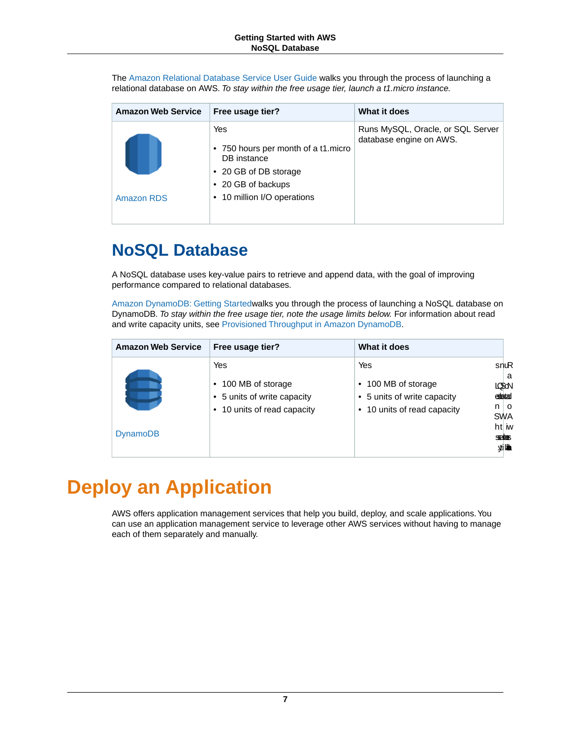The Amazon Relational Database Service User Guide walks you through the process of launching a relational database on AWS. *To stay within the free usage tier, launch a t1.micro instance.*

| Amazon Web Service | Free usage tier? | What it does |
| --- | --- | --- |
| Amazon RDS | Yes<br>• 750 hours per month of a t1.micro DB instance<br>• 20 GB of DB storage<br>• 20 GB of backups<br>• 10 million I/O operations | Runs MySQL, Oracle, or SQL Server database engine on AWS. |

## NoSQL Database

A NoSQL database uses key-value pairs to retrieve and append data, with the goal of improving performance compared to relational databases.

Amazon DynamoDB: Getting Startedwalks you through the process of launching a NoSQL database on DynamoDB. *To stay within the free usage tier, note the usage limits below.* For information about read and write capacity units, see Provisioned Throughput in Amazon DynamoDB.

| Amazon Web Service | Free usage tier? | What it does |
| --- | --- | --- |
| DynamoDB | Yes<br>• 100 MB of storage<br>• 5 units of write capacity<br>• 10 units of read capacity | Yes<br>• 100 MB of storage<br>• 5 units of write capacity<br>• 10 units of read capacity<br>Runs a NoSQL database on AWS with seamless scalability |

# Deploy an Application

AWS offers application management services that help you build, deploy, and scale applications. You can use an application management service to leverage other AWS services without having to manage each of them separately and manually.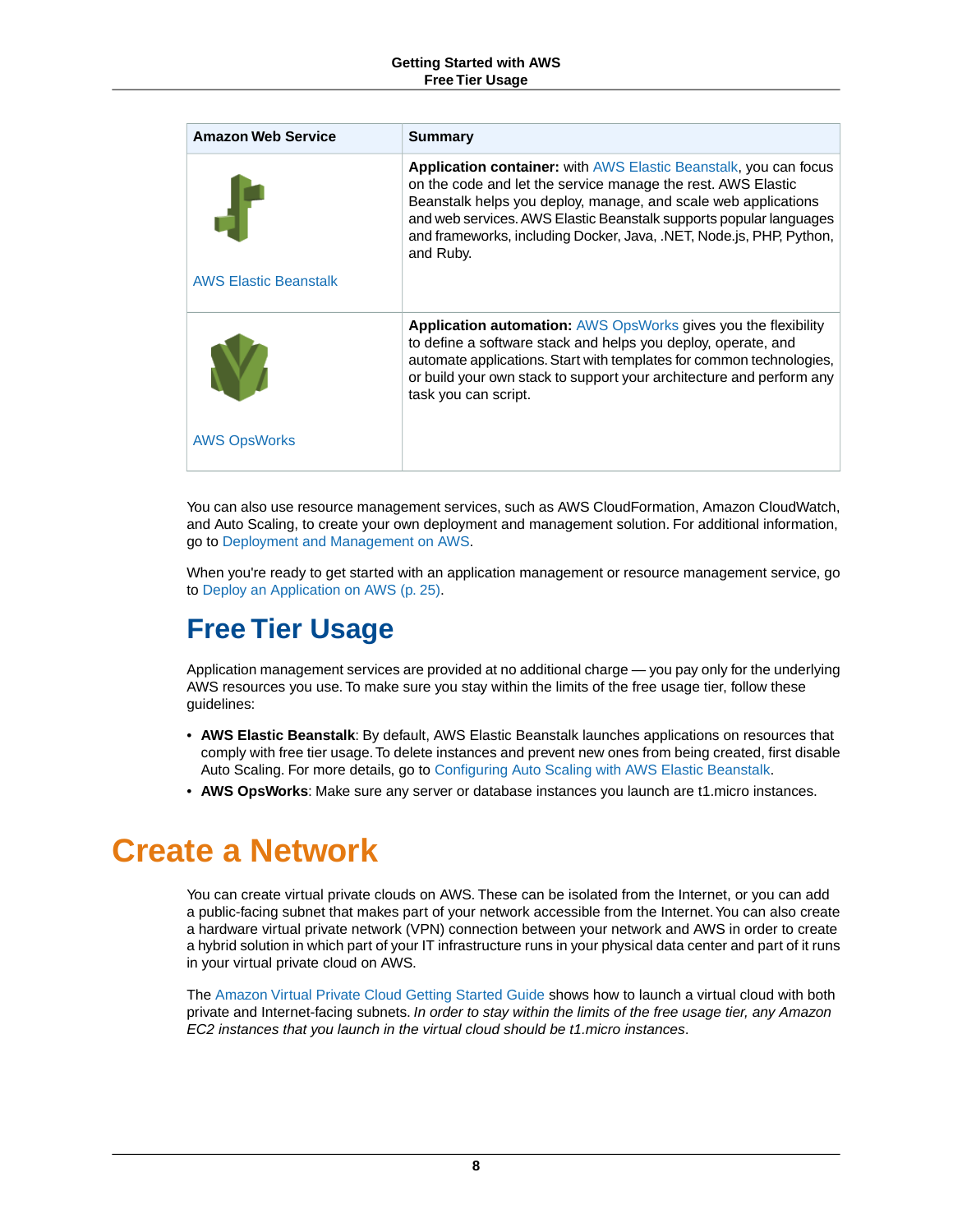| Amazon Web Service | Summary |
| --- | --- |
| AWS Elastic Beanstalk | **Application container:** with AWS Elastic Beanstalk, you can focus on the code and let the service manage the rest. AWS Elastic Beanstalk helps you deploy, manage, and scale web applications and web services. AWS Elastic Beanstalk supports popular languages and frameworks, including Docker, Java, .NET, Node.js, PHP, Python, and Ruby. |
| AWS OpsWorks | **Application automation:** AWS OpsWorks gives you the flexibility to define a software stack and helps you deploy, operate, and automate applications. Start with templates for common technologies, or build your own stack to support your architecture and perform any task you can script. |

You can also use resource management services, such as AWS CloudFormation, Amazon CloudWatch, and Auto Scaling, to create your own deployment and management solution. For additional information, go to Deployment and Management on AWS.

When you're ready to get started with an application management or resource management service, go to Deploy an Application on AWS (p. 25).

## Free Tier Usage

Application management services are provided at no additional charge — you pay only for the underlying AWS resources you use. To make sure you stay within the limits of the free usage tier, follow these guidelines:

- **AWS Elastic Beanstalk**: By default, AWS Elastic Beanstalk launches applications on resources that comply with free tier usage. To delete instances and prevent new ones from being created, first disable Auto Scaling. For more details, go to Configuring Auto Scaling with AWS Elastic Beanstalk.
- **AWS OpsWorks**: Make sure any server or database instances you launch are t1.micro instances.

# Create a Network

You can create virtual private clouds on AWS. These can be isolated from the Internet, or you can add a public-facing subnet that makes part of your network accessible from the Internet. You can also create a hardware virtual private network (VPN) connection between your network and AWS in order to create a hybrid solution in which part of your IT infrastructure runs in your physical data center and part of it runs in your virtual private cloud on AWS.

The Amazon Virtual Private Cloud Getting Started Guide shows how to launch a virtual cloud with both private and Internet-facing subnets. *In order to stay within the limits of the free usage tier, any Amazon EC2 instances that you launch in the virtual cloud should be t1.micro instances*.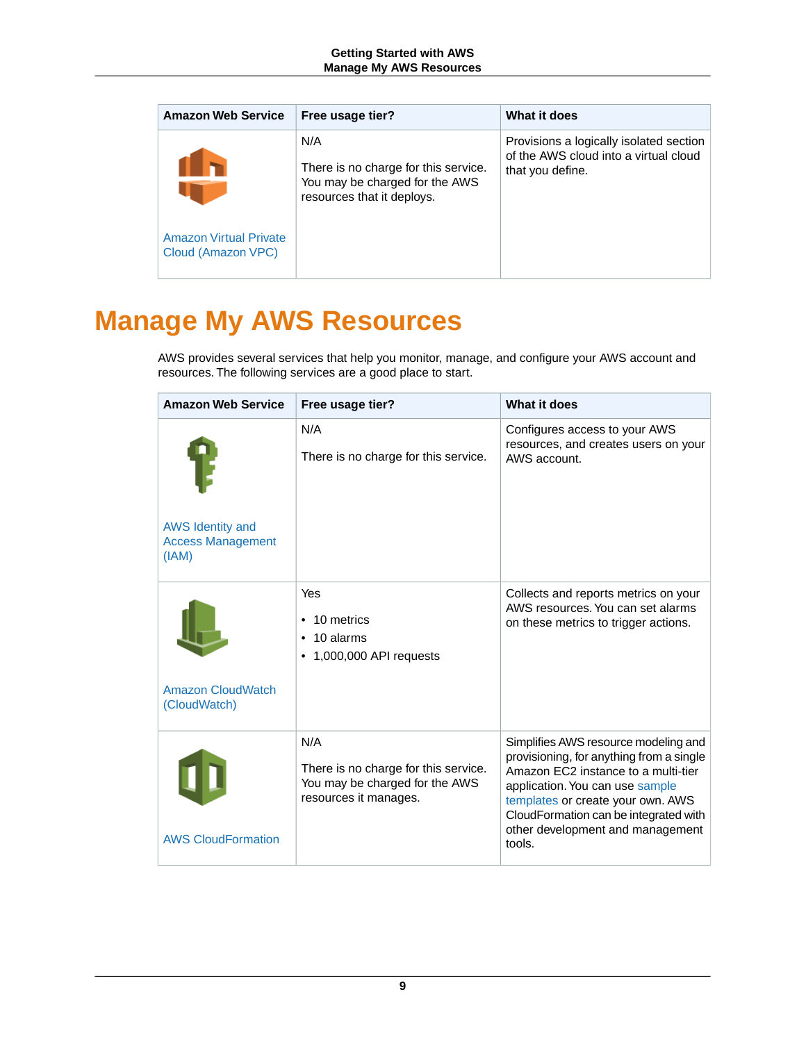| Amazon Web Service | Free usage tier? | What it does |
|---|---|---|
| Amazon Virtual Private Cloud (Amazon VPC) | N/A<br><br>There is no charge for this service. You may be charged for the AWS resources that it deploys. | Provisions a logically isolated section of the AWS cloud into a virtual cloud that you define. |

# Manage My AWS Resources

AWS provides several services that help you monitor, manage, and configure your AWS account and resources. The following services are a good place to start.

| Amazon Web Service | Free usage tier? | What it does |
|---|---|---|
| AWS Identity and Access Management (IAM) | N/A<br><br>There is no charge for this service. | Configures access to your AWS resources, and creates users on your AWS account. |
| Amazon CloudWatch (CloudWatch) | Yes<br><br>• 10 metrics<br>• 10 alarms<br>• 1,000,000 API requests | Collects and reports metrics on your AWS resources. You can set alarms on these metrics to trigger actions. |
| AWS CloudFormation | N/A<br><br>There is no charge for this service. You may be charged for the AWS resources it manages. | Simplifies AWS resource modeling and provisioning, for anything from a single Amazon EC2 instance to a multi-tier application. You can use sample templates or create your own. AWS CloudFormation can be integrated with other development and management tools. |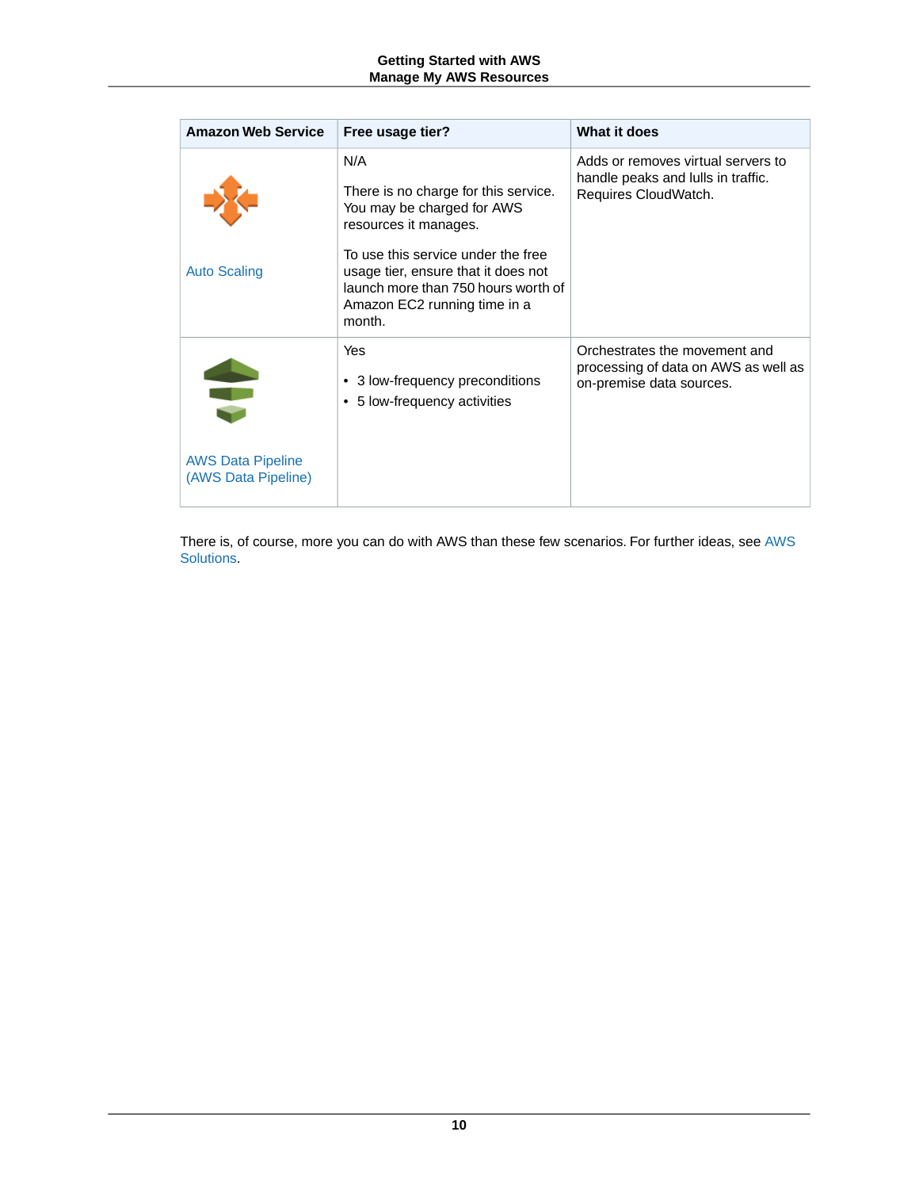| Amazon Web Service | Free usage tier? | What it does |
| --- | --- | --- |
| Auto Scaling | N/A<br><br>There is no charge for this service. You may be charged for AWS resources it manages.<br><br>To use this service under the free usage tier, ensure that it does not launch more than 750 hours worth of Amazon EC2 running time in a month. | Adds or removes virtual servers to handle peaks and lulls in traffic. Requires CloudWatch. |
| AWS Data Pipeline (AWS Data Pipeline) | Yes<br><br>• 3 low-frequency preconditions<br>• 5 low-frequency activities | Orchestrates the movement and processing of data on AWS as well as on-premise data sources. |

There is, of course, more you can do with AWS than these few scenarios. For further ideas, see AWS Solutions.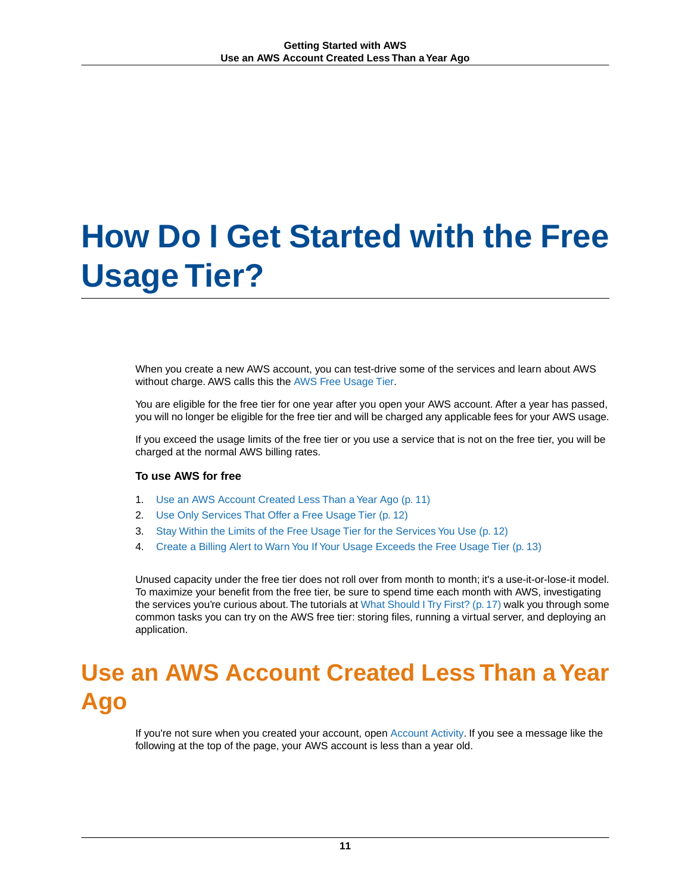# How Do I Get Started with the Free Usage Tier?

When you create a new AWS account, you can test-drive some of the services and learn about AWS without charge. AWS calls this the AWS Free Usage Tier.

You are eligible for the free tier for one year after you open your AWS account. After a year has passed, you will no longer be eligible for the free tier and will be charged any applicable fees for your AWS usage.

If you exceed the usage limits of the free tier or you use a service that is not on the free tier, you will be charged at the normal AWS billing rates.

**To use AWS for free**

1. Use an AWS Account Created Less Than a Year Ago (p. 11)
2. Use Only Services That Offer a Free Usage Tier (p. 12)
3. Stay Within the Limits of the Free Usage Tier for the Services You Use (p. 12)
4. Create a Billing Alert to Warn You If Your Usage Exceeds the Free Usage Tier (p. 13)

Unused capacity under the free tier does not roll over from month to month; it's a use-it-or-lose-it model. To maximize your benefit from the free tier, be sure to spend time each month with AWS, investigating the services you're curious about. The tutorials at What Should I Try First? (p. 17) walk you through some common tasks you can try on the AWS free tier: storing files, running a virtual server, and deploying an application.

## Use an AWS Account Created Less Than a Year Ago

If you're not sure when you created your account, open Account Activity. If you see a message like the following at the top of the page, your AWS account is less than a year old.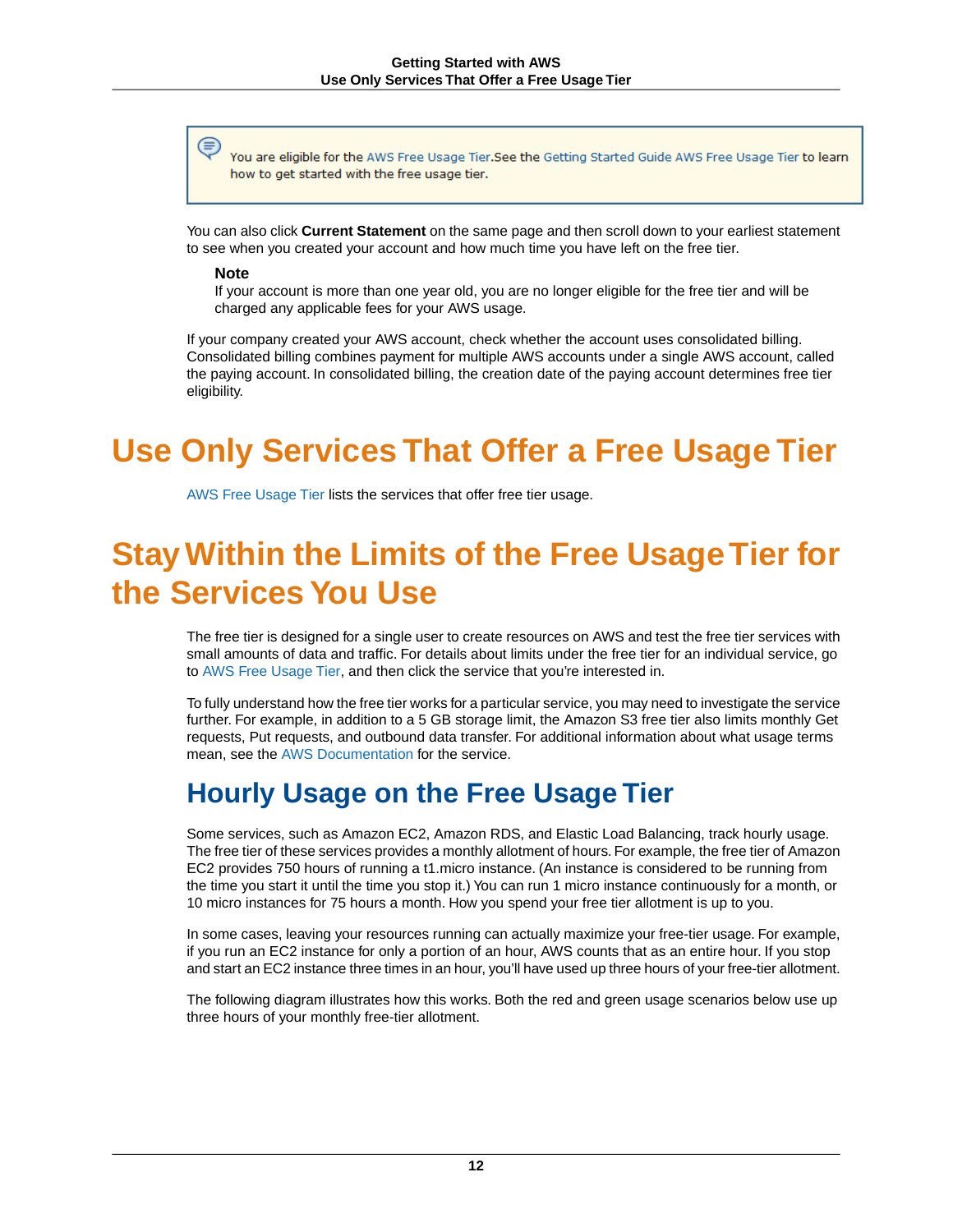> You are eligible for the AWS Free Usage Tier.See the Getting Started Guide AWS Free Usage Tier to learn how to get started with the free usage tier.

You can also click **Current Statement** on the same page and then scroll down to your earliest statement to see when you created your account and how much time you have left on the free tier.

**Note**
If your account is more than one year old, you are no longer eligible for the free tier and will be charged any applicable fees for your AWS usage.

If your company created your AWS account, check whether the account uses consolidated billing. Consolidated billing combines payment for multiple AWS accounts under a single AWS account, called the paying account. In consolidated billing, the creation date of the paying account determines free tier eligibility.

# Use Only Services That Offer a Free Usage Tier

AWS Free Usage Tier lists the services that offer free tier usage.

# Stay Within the Limits of the Free Usage Tier for the Services You Use

The free tier is designed for a single user to create resources on AWS and test the free tier services with small amounts of data and traffic. For details about limits under the free tier for an individual service, go to AWS Free Usage Tier, and then click the service that you're interested in.

To fully understand how the free tier works for a particular service, you may need to investigate the service further. For example, in addition to a 5 GB storage limit, the Amazon S3 free tier also limits monthly Get requests, Put requests, and outbound data transfer. For additional information about what usage terms mean, see the AWS Documentation for the service.

## Hourly Usage on the Free Usage Tier

Some services, such as Amazon EC2, Amazon RDS, and Elastic Load Balancing, track hourly usage. The free tier of these services provides a monthly allotment of hours. For example, the free tier of Amazon EC2 provides 750 hours of running a t1.micro instance. (An instance is considered to be running from the time you start it until the time you stop it.) You can run 1 micro instance continuously for a month, or 10 micro instances for 75 hours a month. How you spend your free tier allotment is up to you.

In some cases, leaving your resources running can actually maximize your free-tier usage. For example, if you run an EC2 instance for only a portion of an hour, AWS counts that as an entire hour. If you stop and start an EC2 instance three times in an hour, you'll have used up three hours of your free-tier allotment.

The following diagram illustrates how this works. Both the red and green usage scenarios below use up three hours of your monthly free-tier allotment.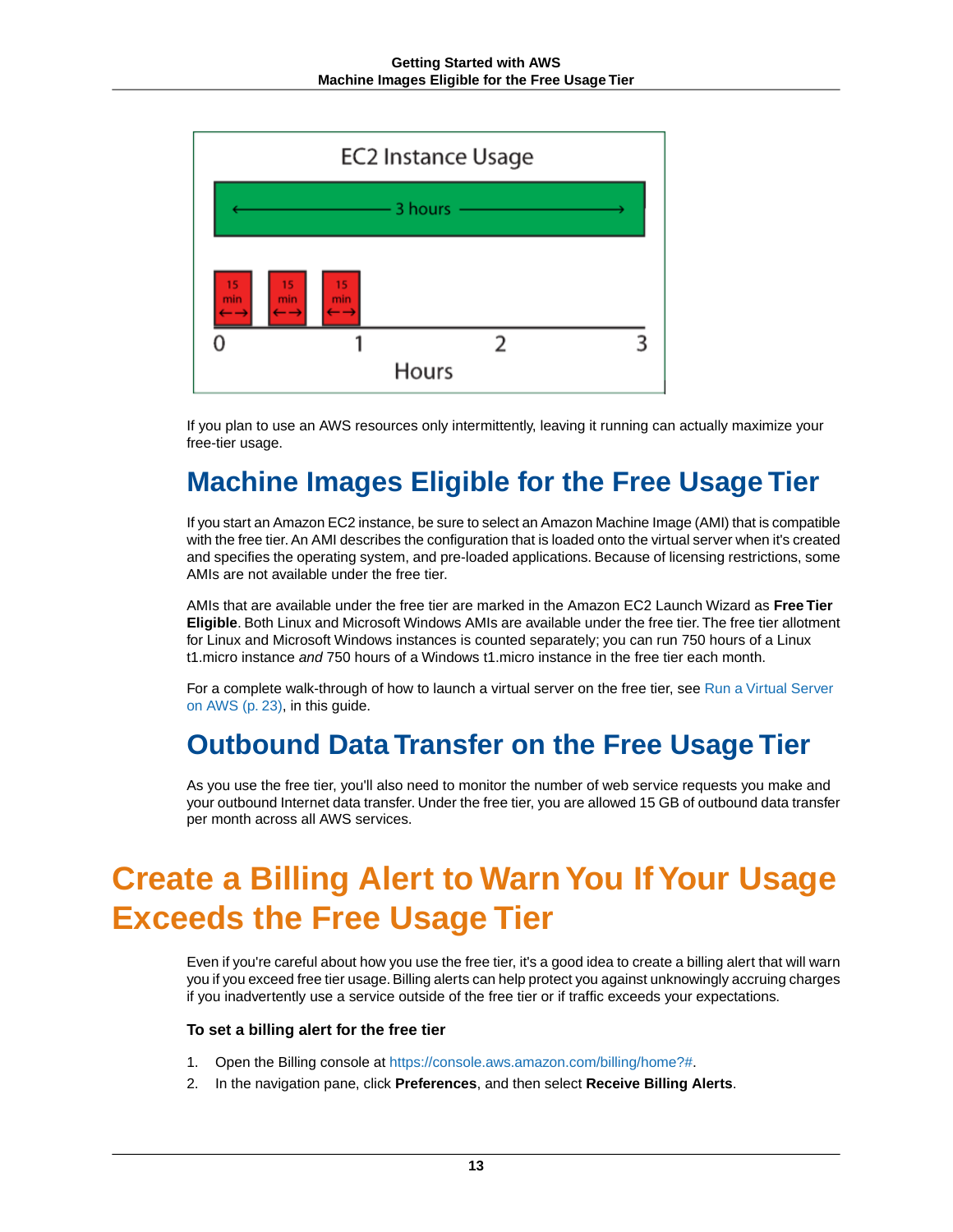If you plan to use an AWS resources only intermittently, leaving it running can actually maximize your free-tier usage.

## Machine Images Eligible for the Free Usage Tier

If you start an Amazon EC2 instance, be sure to select an Amazon Machine Image (AMI) that is compatible with the free tier. An AMI describes the configuration that is loaded onto the virtual server when it's created and specifies the operating system, and pre-loaded applications. Because of licensing restrictions, some AMIs are not available under the free tier.

AMIs that are available under the free tier are marked in the Amazon EC2 Launch Wizard as **Free Tier Eligible**. Both Linux and Microsoft Windows AMIs are available under the free tier. The free tier allotment for Linux and Microsoft Windows instances is counted separately; you can run 750 hours of a Linux t1.micro instance *and* 750 hours of a Windows t1.micro instance in the free tier each month.

For a complete walk-through of how to launch a virtual server on the free tier, see Run a Virtual Server on AWS (p. 23), in this guide.

## Outbound Data Transfer on the Free Usage Tier

As you use the free tier, you'll also need to monitor the number of web service requests you make and your outbound Internet data transfer. Under the free tier, you are allowed 15 GB of outbound data transfer per month across all AWS services.

# Create a Billing Alert to Warn You If Your Usage Exceeds the Free Usage Tier

Even if you're careful about how you use the free tier, it's a good idea to create a billing alert that will warn you if you exceed free tier usage. Billing alerts can help protect you against unknowingly accruing charges if you inadvertently use a service outside of the free tier or if traffic exceeds your expectations.

**To set a billing alert for the free tier**

1. Open the Billing console at https://console.aws.amazon.com/billing/home?#.
2. In the navigation pane, click **Preferences**, and then select **Receive Billing Alerts**.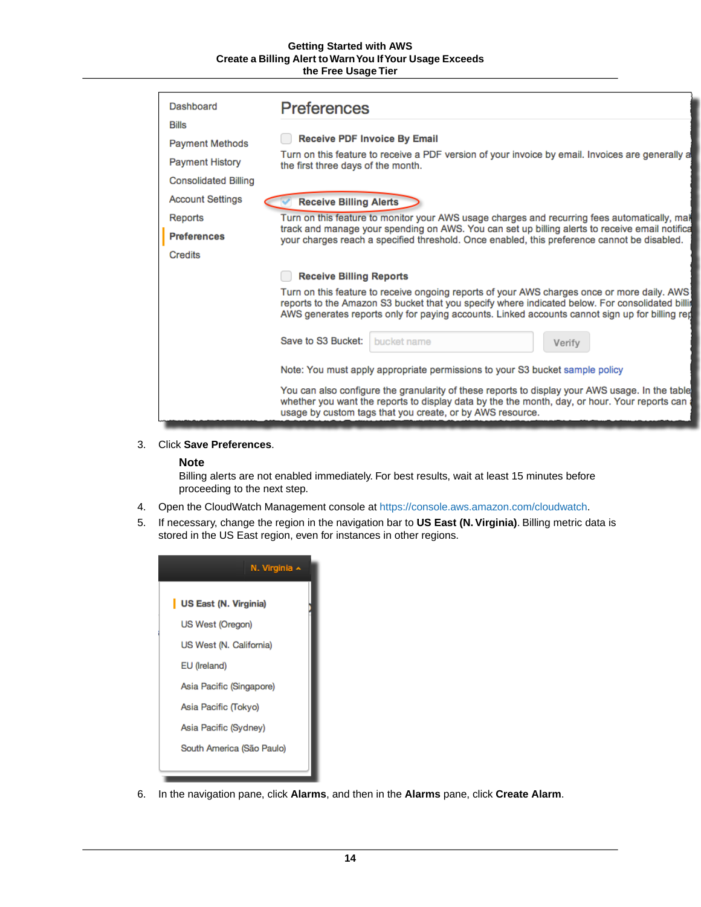3. Click **Save Preferences**.

   **Note**

   Billing alerts are not enabled immediately. For best results, wait at least 15 minutes before proceeding to the next step.

4. Open the CloudWatch Management console at https://console.aws.amazon.com/cloudwatch.
5. If necessary, change the region in the navigation bar to **US East (N. Virginia)**. Billing metric data is stored in the US East region, even for instances in other regions.

6. In the navigation pane, click **Alarms**, and then in the **Alarms** pane, click **Create Alarm**.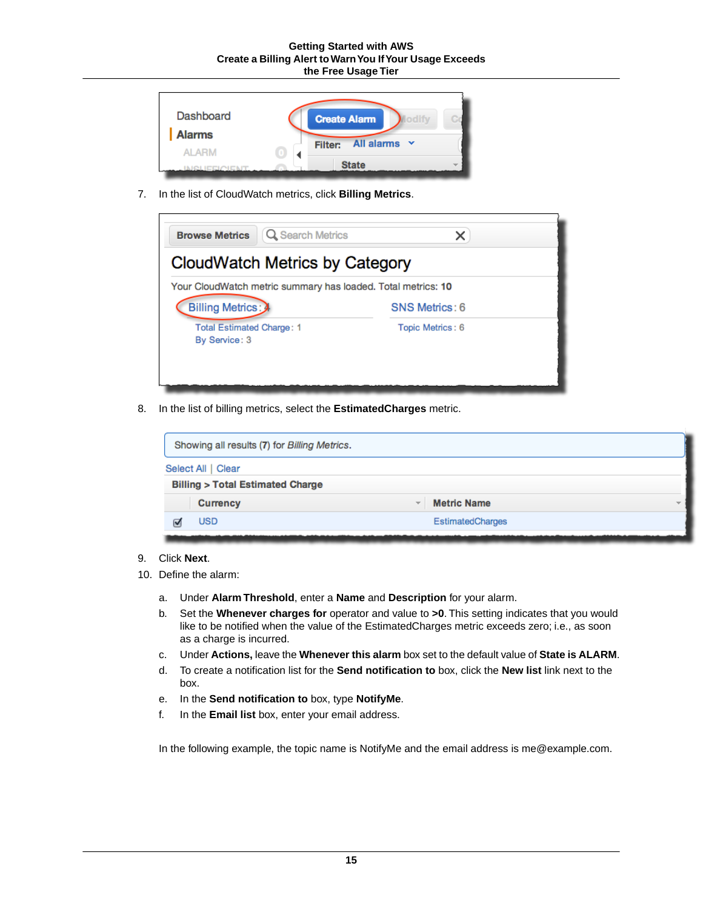7. In the list of CloudWatch metrics, click **Billing Metrics**.

8. In the list of billing metrics, select the **EstimatedCharges** metric.

9. Click **Next**.
10. Define the alarm:

    a. Under **Alarm Threshold**, enter a **Name** and **Description** for your alarm.
    
    b. Set the **Whenever charges for** operator and value to **>0**. This setting indicates that you would like to be notified when the value of the EstimatedCharges metric exceeds zero; i.e., as soon as a charge is incurred.
    
    c. Under **Actions,** leave the **Whenever this alarm** box set to the default value of **State is ALARM**.
    
    d. To create a notification list for the **Send notification to** box, click the **New list** link next to the box.
    
    e. In the **Send notification to** box, type **NotifyMe**.
    
    f. In the **Email list** box, enter your email address.

    In the following example, the topic name is NotifyMe and the email address is me@example.com.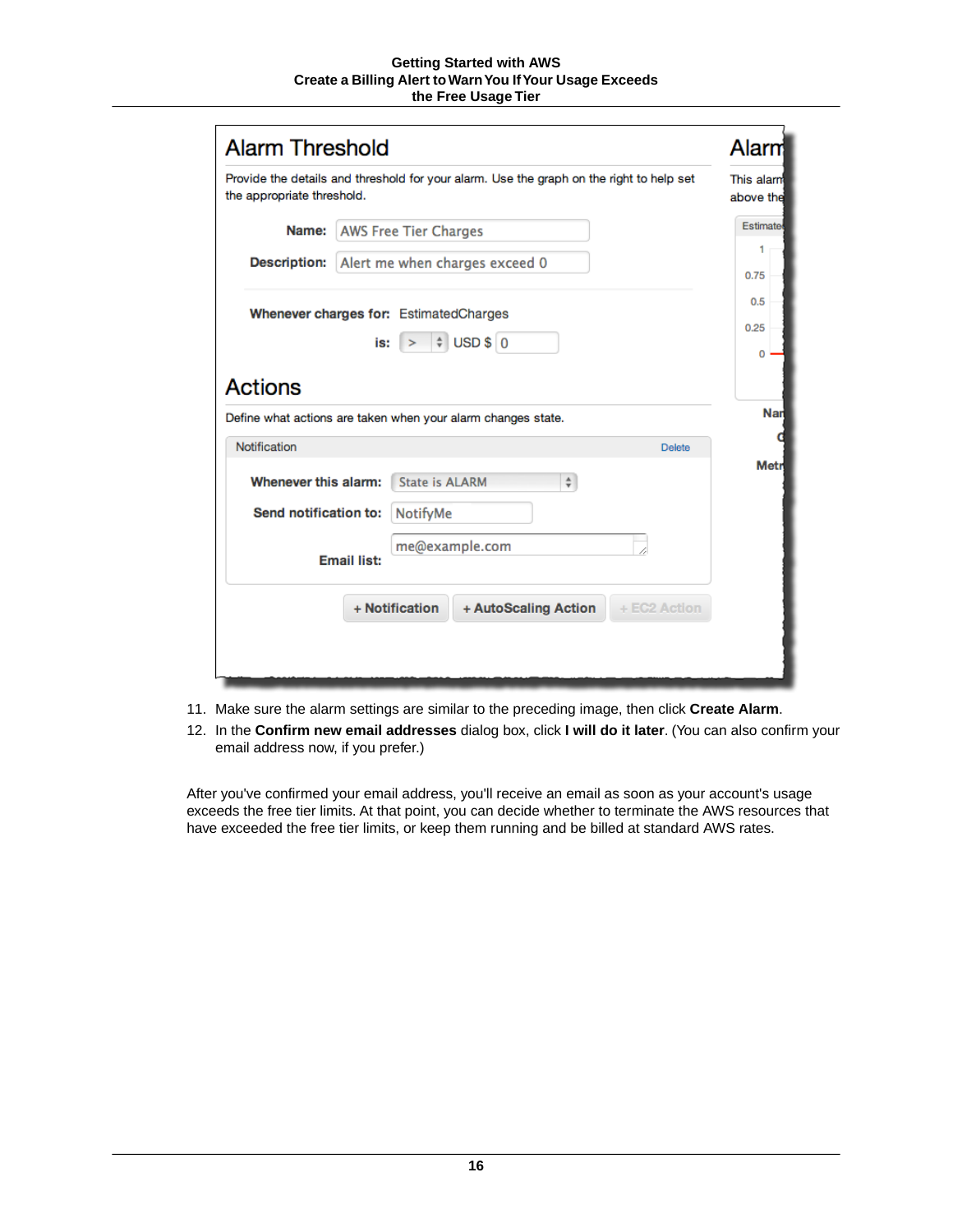11. Make sure the alarm settings are similar to the preceding image, then click **Create Alarm**.
12. In the **Confirm new email addresses** dialog box, click **I will do it later**. (You can also confirm your email address now, if you prefer.)

After you've confirmed your email address, you'll receive an email as soon as your account's usage exceeds the free tier limits. At that point, you can decide whether to terminate the AWS resources that have exceeded the free tier limits, or keep them running and be billed at standard AWS rates.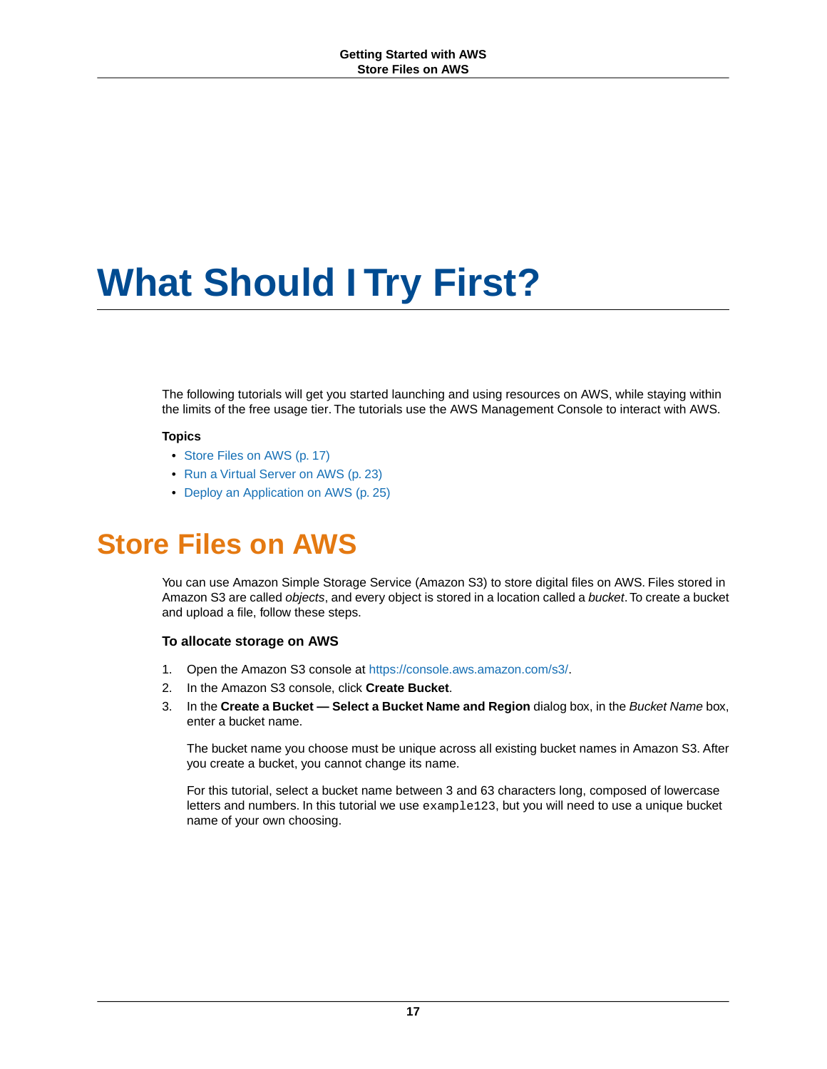# What Should I Try First?

The following tutorials will get you started launching and using resources on AWS, while staying within the limits of the free usage tier. The tutorials use the AWS Management Console to interact with AWS.

**Topics**

- Store Files on AWS (p. 17)
- Run a Virtual Server on AWS (p. 23)
- Deploy an Application on AWS (p. 25)

## Store Files on AWS

You can use Amazon Simple Storage Service (Amazon S3) to store digital files on AWS. Files stored in Amazon S3 are called *objects*, and every object is stored in a location called a *bucket*. To create a bucket and upload a file, follow these steps.

### To allocate storage on AWS

1. Open the Amazon S3 console at https://console.aws.amazon.com/s3/.
2. In the Amazon S3 console, click **Create Bucket**.
3. In the **Create a Bucket — Select a Bucket Name and Region** dialog box, in the *Bucket Name* box, enter a bucket name.

   The bucket name you choose must be unique across all existing bucket names in Amazon S3. After you create a bucket, you cannot change its name.

   For this tutorial, select a bucket name between 3 and 63 characters long, composed of lowercase letters and numbers. In this tutorial we use `example123`, but you will need to use a unique bucket name of your own choosing.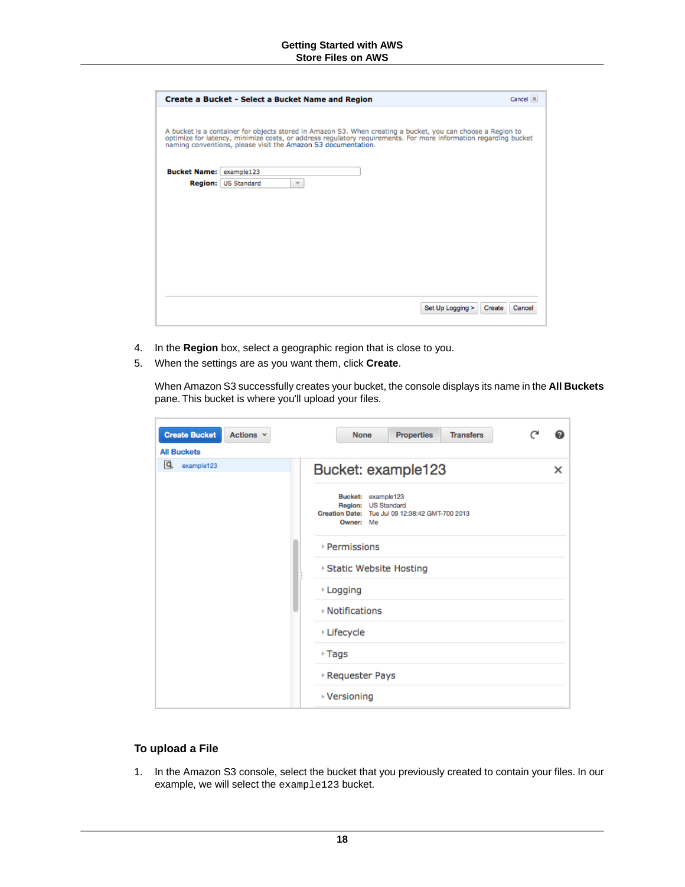4. In the **Region** box, select a geographic region that is close to you.
5. When the settings are as you want them, click **Create**.

   When Amazon S3 successfully creates your bucket, the console displays its name in the **All Buckets** pane. This bucket is where you'll upload your files.

### To upload a File

1. In the Amazon S3 console, select the bucket that you previously created to contain your files. In our example, we will select the `example123` bucket.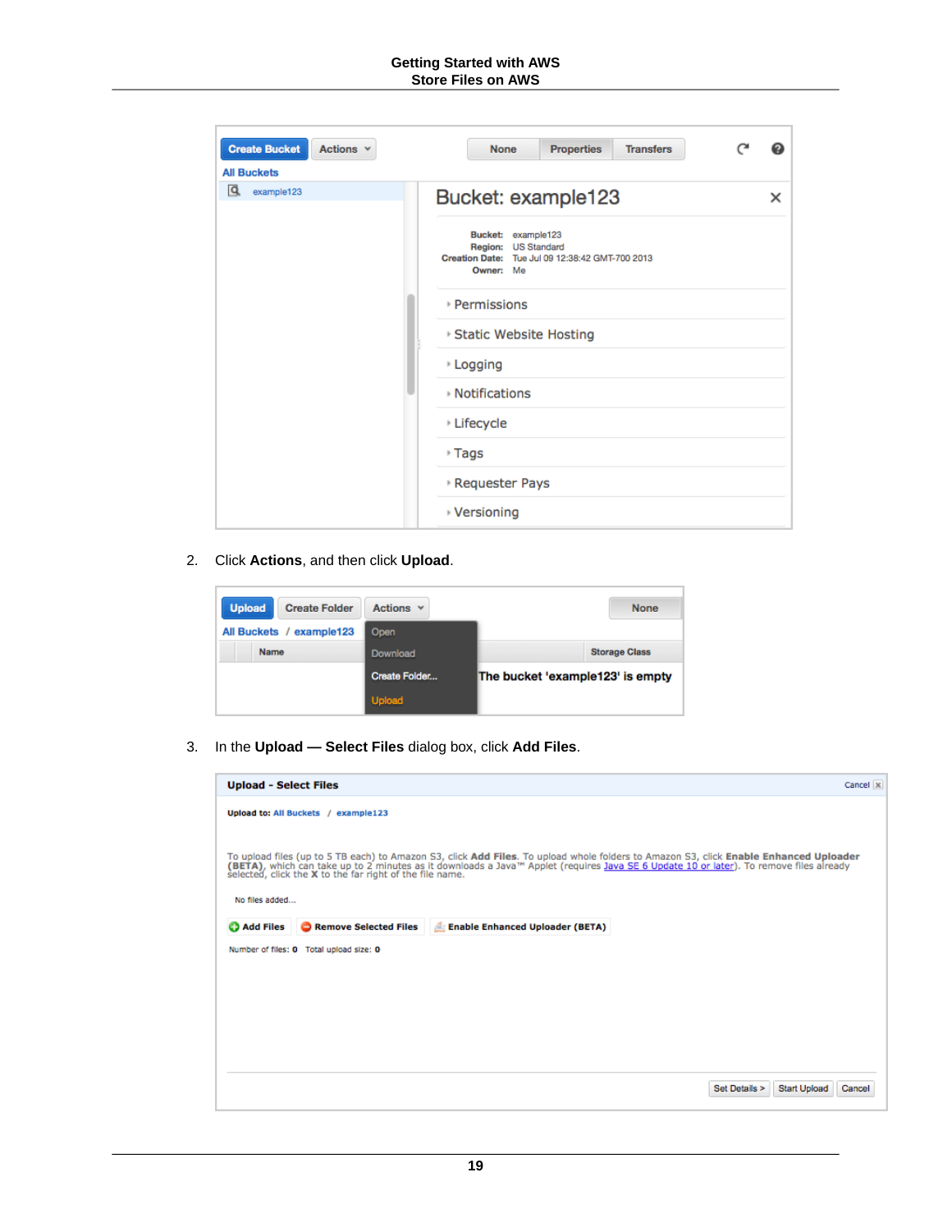2. Click **Actions**, and then click **Upload**.

3. In the **Upload — Select Files** dialog box, click **Add Files**.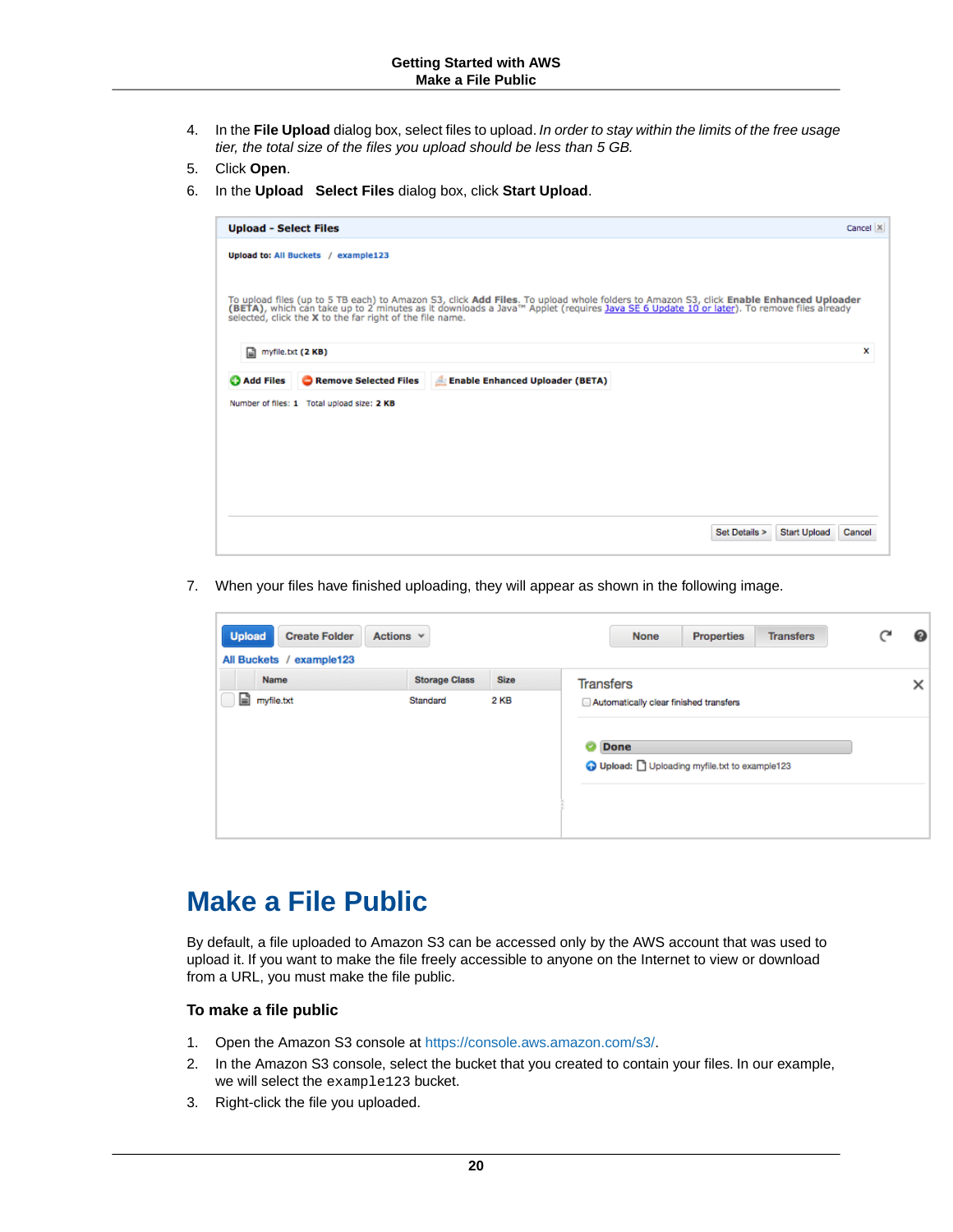4. In the **File Upload** dialog box, select files to upload. *In order to stay within the limits of the free usage tier, the total size of the files you upload should be less than 5 GB.*
5. Click **Open**.
6. In the **Upload   Select Files** dialog box, click **Start Upload**.

7. When your files have finished uploading, they will appear as shown in the following image.

# Make a File Public

By default, a file uploaded to Amazon S3 can be accessed only by the AWS account that was used to upload it. If you want to make the file freely accessible to anyone on the Internet to view or download from a URL, you must make the file public.

### To make a file public

1. Open the Amazon S3 console at https://console.aws.amazon.com/s3/.
2. In the Amazon S3 console, select the bucket that you created to contain your files. In our example, we will select the `example123` bucket.
3. Right-click the file you uploaded.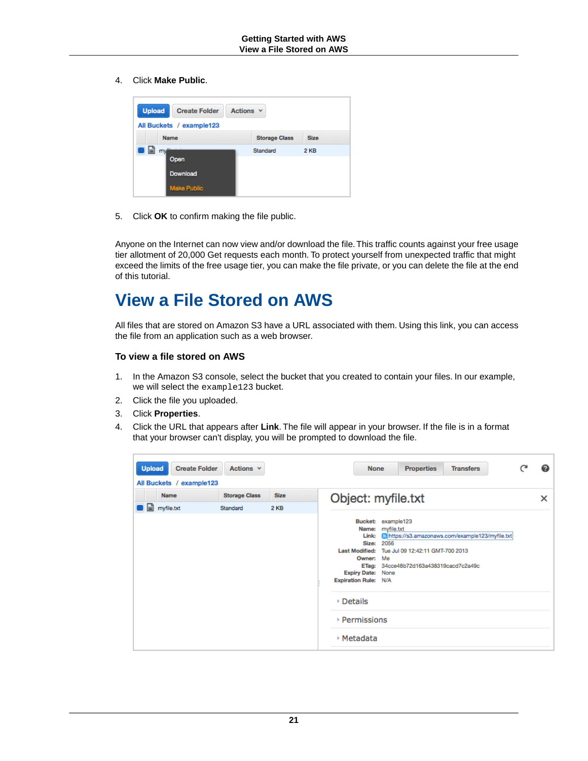4. Click **Make Public**.

5. Click **OK** to confirm making the file public.

Anyone on the Internet can now view and/or download the file. This traffic counts against your free usage tier allotment of 20,000 Get requests each month. To protect yourself from unexpected traffic that might exceed the limits of the free usage tier, you can make the file private, or you can delete the file at the end of this tutorial.

# View a File Stored on AWS

All files that are stored on Amazon S3 have a URL associated with them. Using this link, you can access the file from an application such as a web browser.

### To view a file stored on AWS

1. In the Amazon S3 console, select the bucket that you created to contain your files. In our example, we will select the `example123` bucket.
2. Click the file you uploaded.
3. Click **Properties**.
4. Click the URL that appears after **Link**. The file will appear in your browser. If the file is in a format that your browser can't display, you will be prompted to download the file.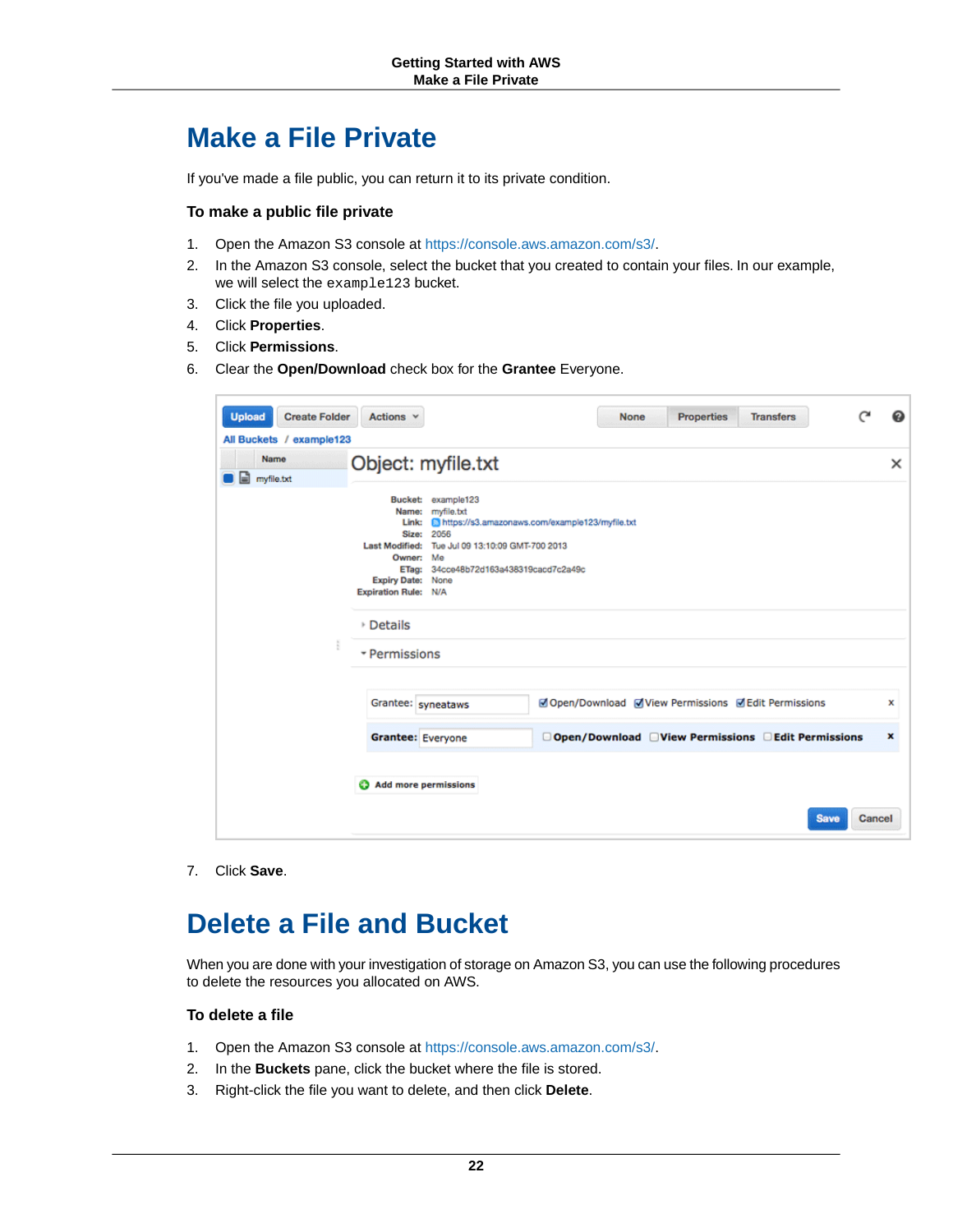# Make a File Private

If you've made a file public, you can return it to its private condition.

### To make a public file private

1. Open the Amazon S3 console at https://console.aws.amazon.com/s3/.
2. In the Amazon S3 console, select the bucket that you created to contain your files. In our example, we will select the `example123` bucket.
3. Click the file you uploaded.
4. Click **Properties**.
5. Click **Permissions**.
6. Clear the **Open/Download** check box for the **Grantee** Everyone.

7. Click **Save**.

# Delete a File and Bucket

When you are done with your investigation of storage on Amazon S3, you can use the following procedures to delete the resources you allocated on AWS.

### To delete a file

1. Open the Amazon S3 console at https://console.aws.amazon.com/s3/.
2. In the **Buckets** pane, click the bucket where the file is stored.
3. Right-click the file you want to delete, and then click **Delete**.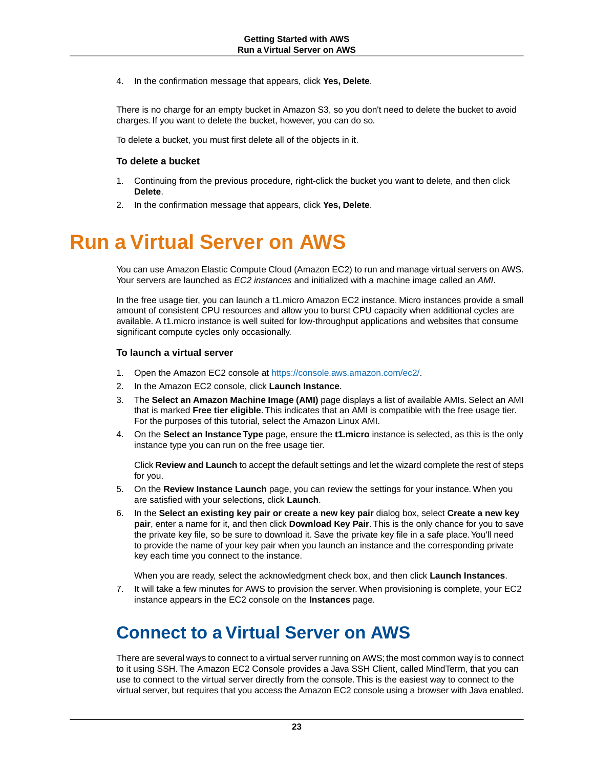4. In the confirmation message that appears, click **Yes, Delete**.

There is no charge for an empty bucket in Amazon S3, so you don't need to delete the bucket to avoid charges. If you want to delete the bucket, however, you can do so.

To delete a bucket, you must first delete all of the objects in it.

### To delete a bucket

1. Continuing from the previous procedure, right-click the bucket you want to delete, and then click **Delete**.
2. In the confirmation message that appears, click **Yes, Delete**.

# Run a Virtual Server on AWS

You can use Amazon Elastic Compute Cloud (Amazon EC2) to run and manage virtual servers on AWS. Your servers are launched as *EC2 instances* and initialized with a machine image called an *AMI*.

In the free usage tier, you can launch a t1.micro Amazon EC2 instance. Micro instances provide a small amount of consistent CPU resources and allow you to burst CPU capacity when additional cycles are available. A t1.micro instance is well suited for low-throughput applications and websites that consume significant compute cycles only occasionally.

### To launch a virtual server

1. Open the Amazon EC2 console at https://console.aws.amazon.com/ec2/.
2. In the Amazon EC2 console, click **Launch Instance**.
3. The **Select an Amazon Machine Image (AMI)** page displays a list of available AMIs. Select an AMI that is marked **Free tier eligible**. This indicates that an AMI is compatible with the free usage tier. For the purposes of this tutorial, select the Amazon Linux AMI.
4. On the **Select an Instance Type** page, ensure the **t1.micro** instance is selected, as this is the only instance type you can run on the free usage tier.

   Click **Review and Launch** to accept the default settings and let the wizard complete the rest of steps for you.
5. On the **Review Instance Launch** page, you can review the settings for your instance. When you are satisfied with your selections, click **Launch**.
6. In the **Select an existing key pair or create a new key pair** dialog box, select **Create a new key pair**, enter a name for it, and then click **Download Key Pair**. This is the only chance for you to save the private key file, so be sure to download it. Save the private key file in a safe place. You'll need to provide the name of your key pair when you launch an instance and the corresponding private key each time you connect to the instance.

   When you are ready, select the acknowledgment check box, and then click **Launch Instances**.
7. It will take a few minutes for AWS to provision the server. When provisioning is complete, your EC2 instance appears in the EC2 console on the **Instances** page.

## Connect to a Virtual Server on AWS

There are several ways to connect to a virtual server running on AWS; the most common way is to connect to it using SSH. The Amazon EC2 Console provides a Java SSH Client, called MindTerm, that you can use to connect to the virtual server directly from the console. This is the easiest way to connect to the virtual server, but requires that you access the Amazon EC2 console using a browser with Java enabled.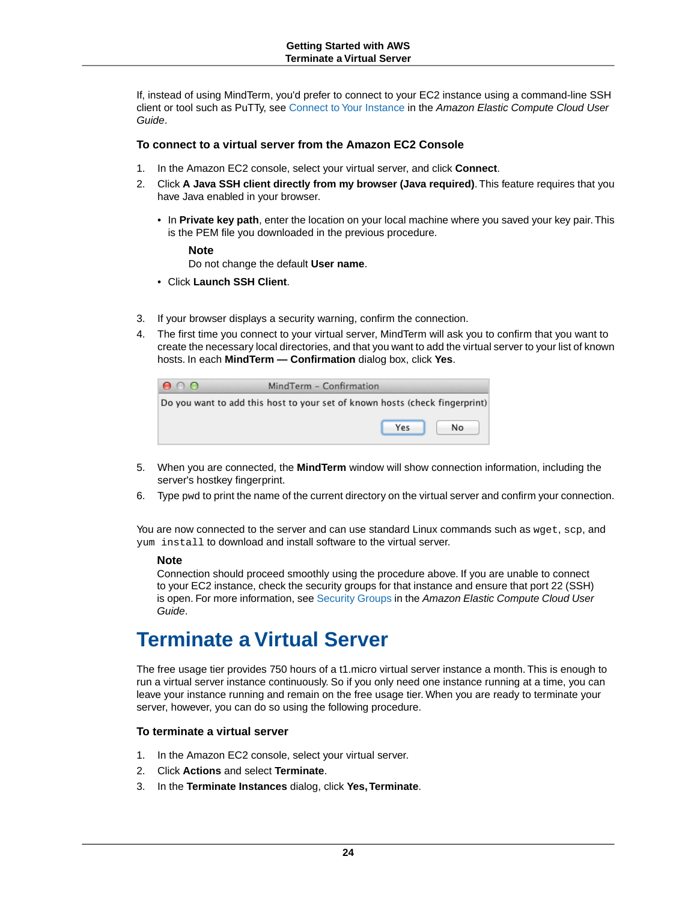If, instead of using MindTerm, you'd prefer to connect to your EC2 instance using a command-line SSH client or tool such as PuTTy, see Connect to Your Instance in the *Amazon Elastic Compute Cloud User Guide*.

### To connect to a virtual server from the Amazon EC2 Console

1. In the Amazon EC2 console, select your virtual server, and click **Connect**.
2. Click **A Java SSH client directly from my browser (Java required)**. This feature requires that you have Java enabled in your browser.
   - In **Private key path**, enter the location on your local machine where you saved your key pair. This is the PEM file you downloaded in the previous procedure.

     **Note**
     Do not change the default **User name**.
   - Click **Launch SSH Client**.
3. If your browser displays a security warning, confirm the connection.
4. The first time you connect to your virtual server, MindTerm will ask you to confirm that you want to create the necessary local directories, and that you want to add the virtual server to your list of known hosts. In each **MindTerm — Confirmation** dialog box, click **Yes**.

   MindTerm - Confirmation
   Do you want to add this host to your set of known hosts (check fingerprint)
   Yes No

5. When you are connected, the **MindTerm** window will show connection information, including the server's hostkey fingerprint.
6. Type `pwd` to print the name of the current directory on the virtual server and confirm your connection.

You are now connected to the server and can use standard Linux commands such as `wget`, `scp`, and `yum install` to download and install software to the virtual server.

> **Note**
> Connection should proceed smoothly using the procedure above. If you are unable to connect to your EC2 instance, check the security groups for that instance and ensure that port 22 (SSH) is open. For more information, see Security Groups in the *Amazon Elastic Compute Cloud User Guide*.

# Terminate a Virtual Server

The free usage tier provides 750 hours of a t1.micro virtual server instance a month. This is enough to run a virtual server instance continuously. So if you only need one instance running at a time, you can leave your instance running and remain on the free usage tier. When you are ready to terminate your server, however, you can do so using the following procedure.

### To terminate a virtual server

1. In the Amazon EC2 console, select your virtual server.
2. Click **Actions** and select **Terminate**.
3. In the **Terminate Instances** dialog, click **Yes, Terminate**.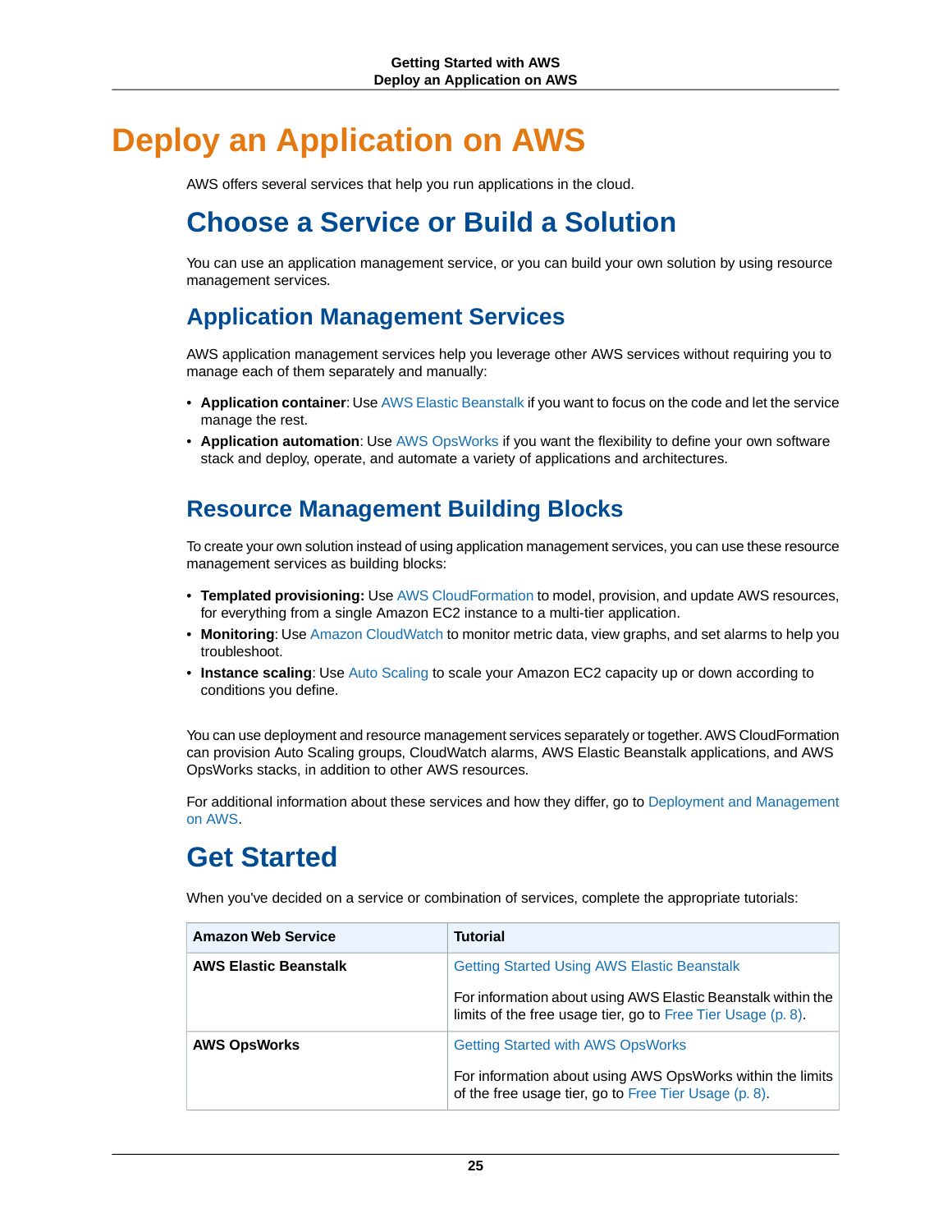# Deploy an Application on AWS

AWS offers several services that help you run applications in the cloud.

## Choose a Service or Build a Solution

You can use an application management service, or you can build your own solution by using resource management services.

### Application Management Services

AWS application management services help you leverage other AWS services without requiring you to manage each of them separately and manually:

- **Application container**: Use AWS Elastic Beanstalk if you want to focus on the code and let the service manage the rest.
- **Application automation**: Use AWS OpsWorks if you want the flexibility to define your own software stack and deploy, operate, and automate a variety of applications and architectures.

### Resource Management Building Blocks

To create your own solution instead of using application management services, you can use these resource management services as building blocks:

- **Templated provisioning:** Use AWS CloudFormation to model, provision, and update AWS resources, for everything from a single Amazon EC2 instance to a multi-tier application.
- **Monitoring**: Use Amazon CloudWatch to monitor metric data, view graphs, and set alarms to help you troubleshoot.
- **Instance scaling**: Use Auto Scaling to scale your Amazon EC2 capacity up or down according to conditions you define.

You can use deployment and resource management services separately or together. AWS CloudFormation can provision Auto Scaling groups, CloudWatch alarms, AWS Elastic Beanstalk applications, and AWS OpsWorks stacks, in addition to other AWS resources.

For additional information about these services and how they differ, go to Deployment and Management on AWS.

## Get Started

When you've decided on a service or combination of services, complete the appropriate tutorials:

| Amazon Web Service | Tutorial |
| --- | --- |
| **AWS Elastic Beanstalk** | Getting Started Using AWS Elastic Beanstalk<br><br>For information about using AWS Elastic Beanstalk within the limits of the free usage tier, go to Free Tier Usage (p. 8). |
| **AWS OpsWorks** | Getting Started with AWS OpsWorks<br><br>For information about using AWS OpsWorks within the limits of the free usage tier, go to Free Tier Usage (p. 8). |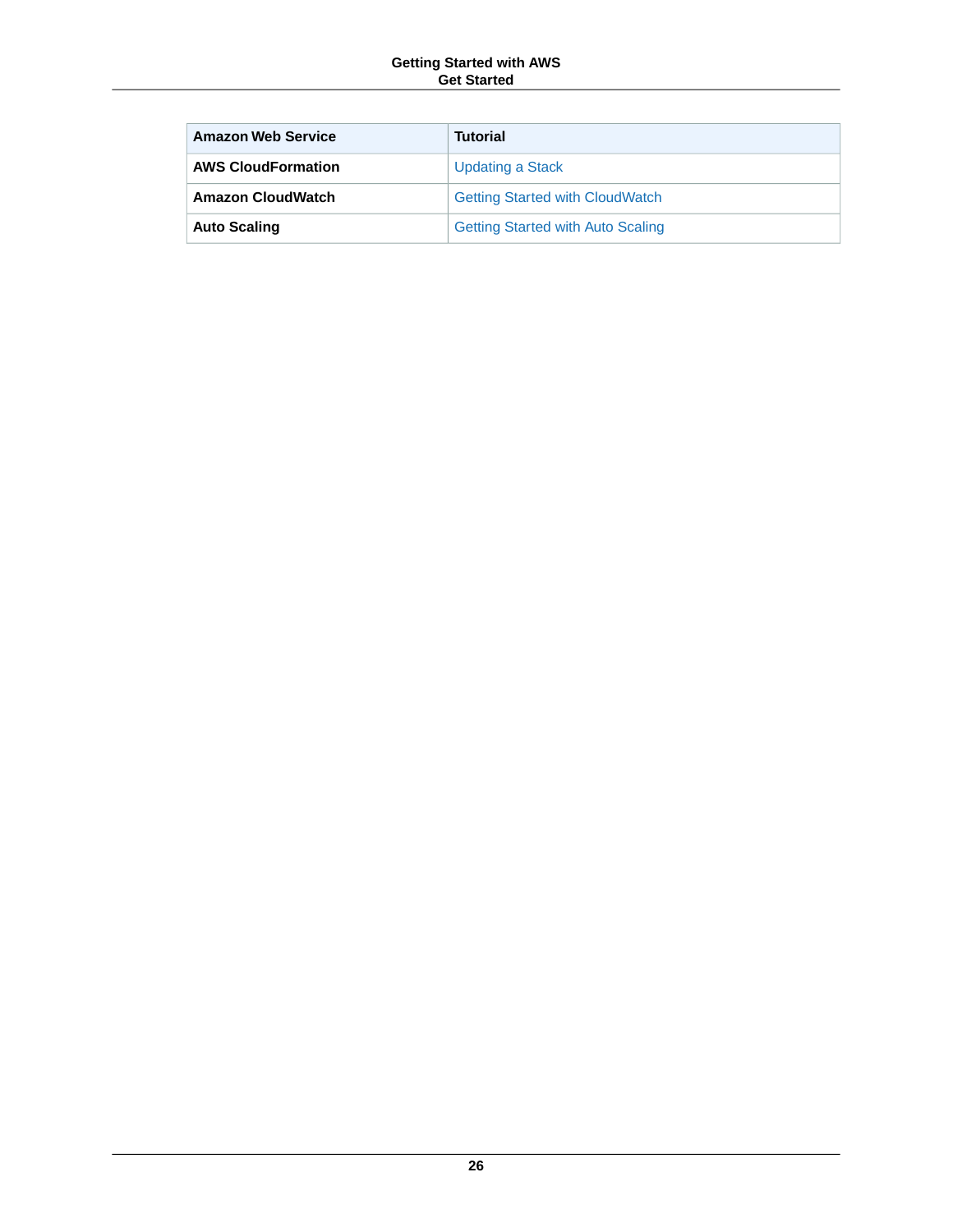| Amazon Web Service | Tutorial |
| --- | --- |
| **AWS CloudFormation** | Updating a Stack |
| **Amazon CloudWatch** | Getting Started with CloudWatch |
| **Auto Scaling** | Getting Started with Auto Scaling |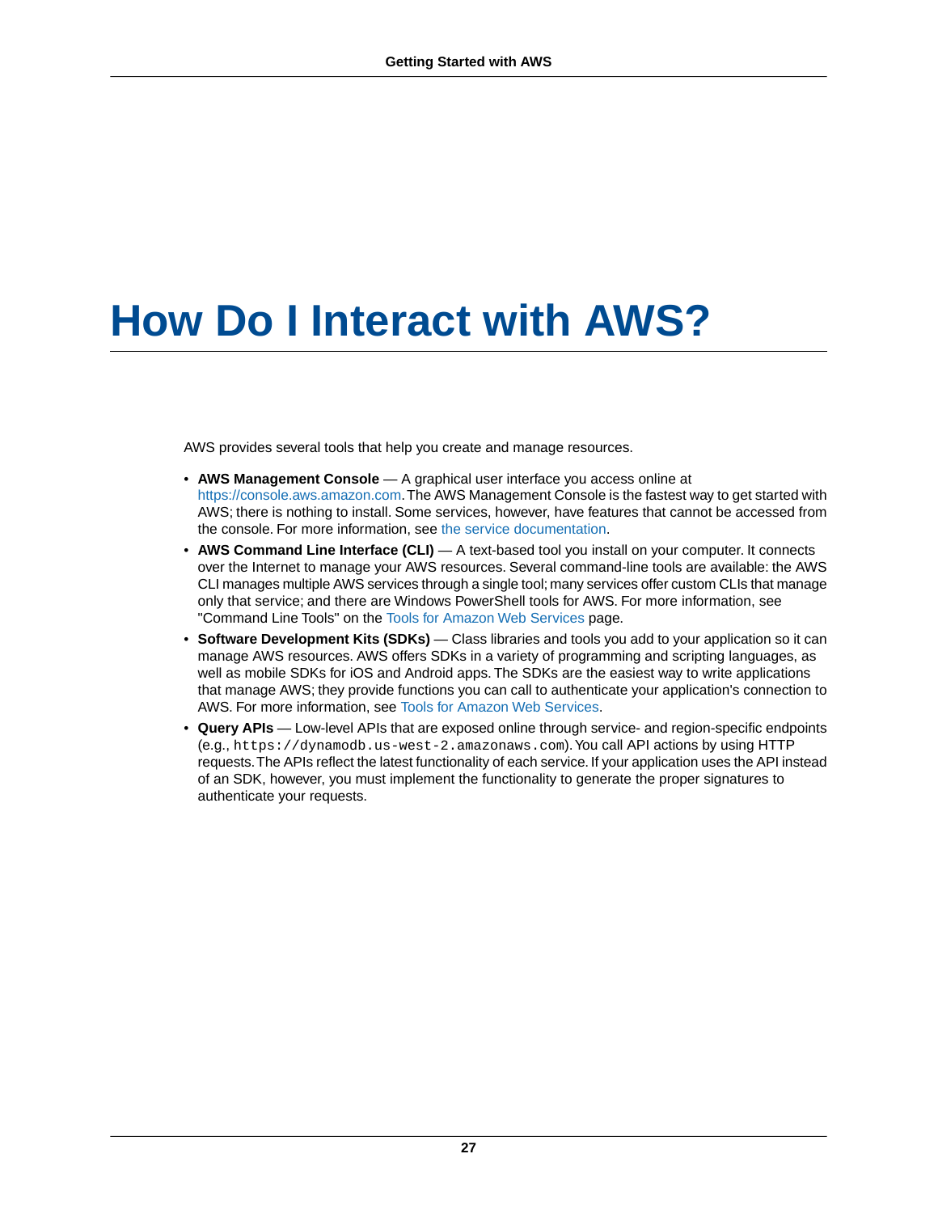# How Do I Interact with AWS?

AWS provides several tools that help you create and manage resources.

- **AWS Management Console** — A graphical user interface you access online at https://console.aws.amazon.com. The AWS Management Console is the fastest way to get started with AWS; there is nothing to install. Some services, however, have features that cannot be accessed from the console. For more information, see the service documentation.
- **AWS Command Line Interface (CLI)** — A text-based tool you install on your computer. It connects over the Internet to manage your AWS resources. Several command-line tools are available: the AWS CLI manages multiple AWS services through a single tool; many services offer custom CLIs that manage only that service; and there are Windows PowerShell tools for AWS. For more information, see "Command Line Tools" on the Tools for Amazon Web Services page.
- **Software Development Kits (SDKs)** — Class libraries and tools you add to your application so it can manage AWS resources. AWS offers SDKs in a variety of programming and scripting languages, as well as mobile SDKs for iOS and Android apps. The SDKs are the easiest way to write applications that manage AWS; they provide functions you can call to authenticate your application's connection to AWS. For more information, see Tools for Amazon Web Services.
- **Query APIs** — Low-level APIs that are exposed online through service- and region-specific endpoints (e.g., `https://dynamodb.us-west-2.amazonaws.com`). You call API actions by using HTTP requests. The APIs reflect the latest functionality of each service. If your application uses the API instead of an SDK, however, you must implement the functionality to generate the proper signatures to authenticate your requests.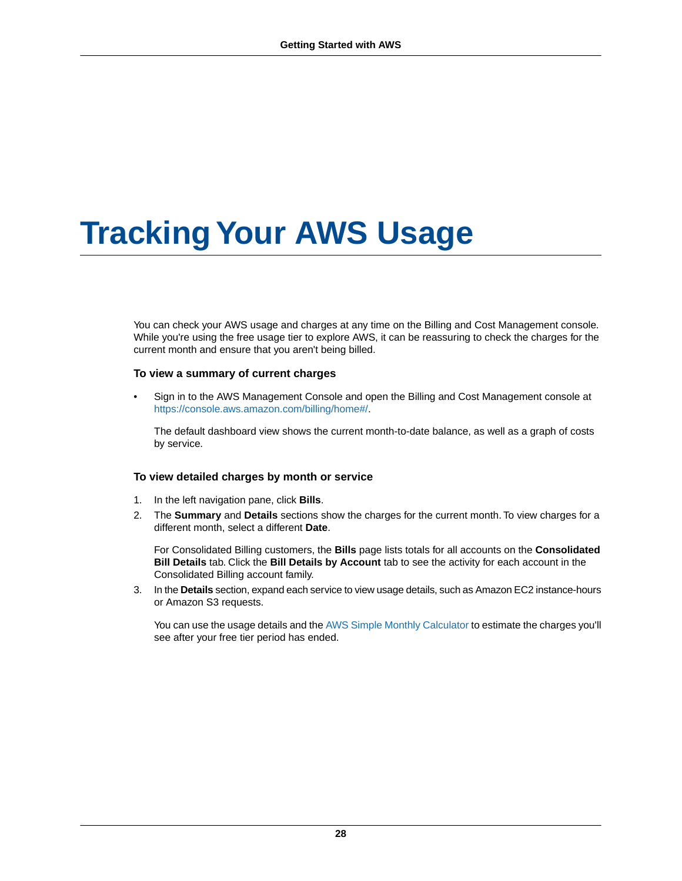# Tracking Your AWS Usage

You can check your AWS usage and charges at any time on the Billing and Cost Management console. While you're using the free usage tier to explore AWS, it can be reassuring to check the charges for the current month and ensure that you aren't being billed.

### To view a summary of current charges

- Sign in to the AWS Management Console and open the Billing and Cost Management console at https://console.aws.amazon.com/billing/home#/.

  The default dashboard view shows the current month-to-date balance, as well as a graph of costs by service.

### To view detailed charges by month or service

1. In the left navigation pane, click **Bills**.
2. The **Summary** and **Details** sections show the charges for the current month. To view charges for a different month, select a different **Date**.

   For Consolidated Billing customers, the **Bills** page lists totals for all accounts on the **Consolidated Bill Details** tab. Click the **Bill Details by Account** tab to see the activity for each account in the Consolidated Billing account family.
3. In the **Details** section, expand each service to view usage details, such as Amazon EC2 instance-hours or Amazon S3 requests.

   You can use the usage details and the AWS Simple Monthly Calculator to estimate the charges you'll see after your free tier period has ended.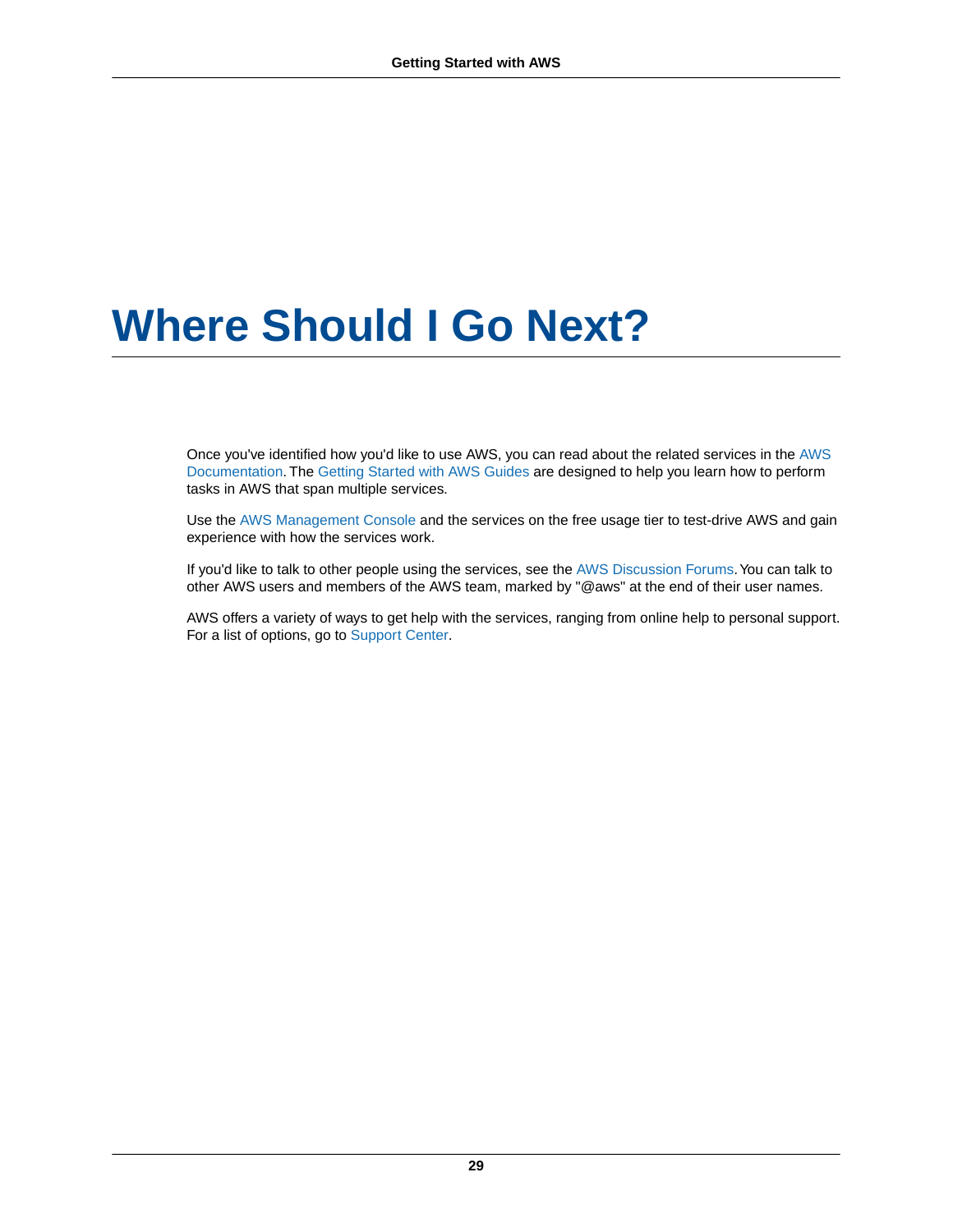# Where Should I Go Next?

Once you've identified how you'd like to use AWS, you can read about the related services in the AWS Documentation. The Getting Started with AWS Guides are designed to help you learn how to perform tasks in AWS that span multiple services.

Use the AWS Management Console and the services on the free usage tier to test-drive AWS and gain experience with how the services work.

If you'd like to talk to other people using the services, see the AWS Discussion Forums. You can talk to other AWS users and members of the AWS team, marked by "@aws" at the end of their user names.

AWS offers a variety of ways to get help with the services, ranging from online help to personal support. For a list of options, go to Support Center.